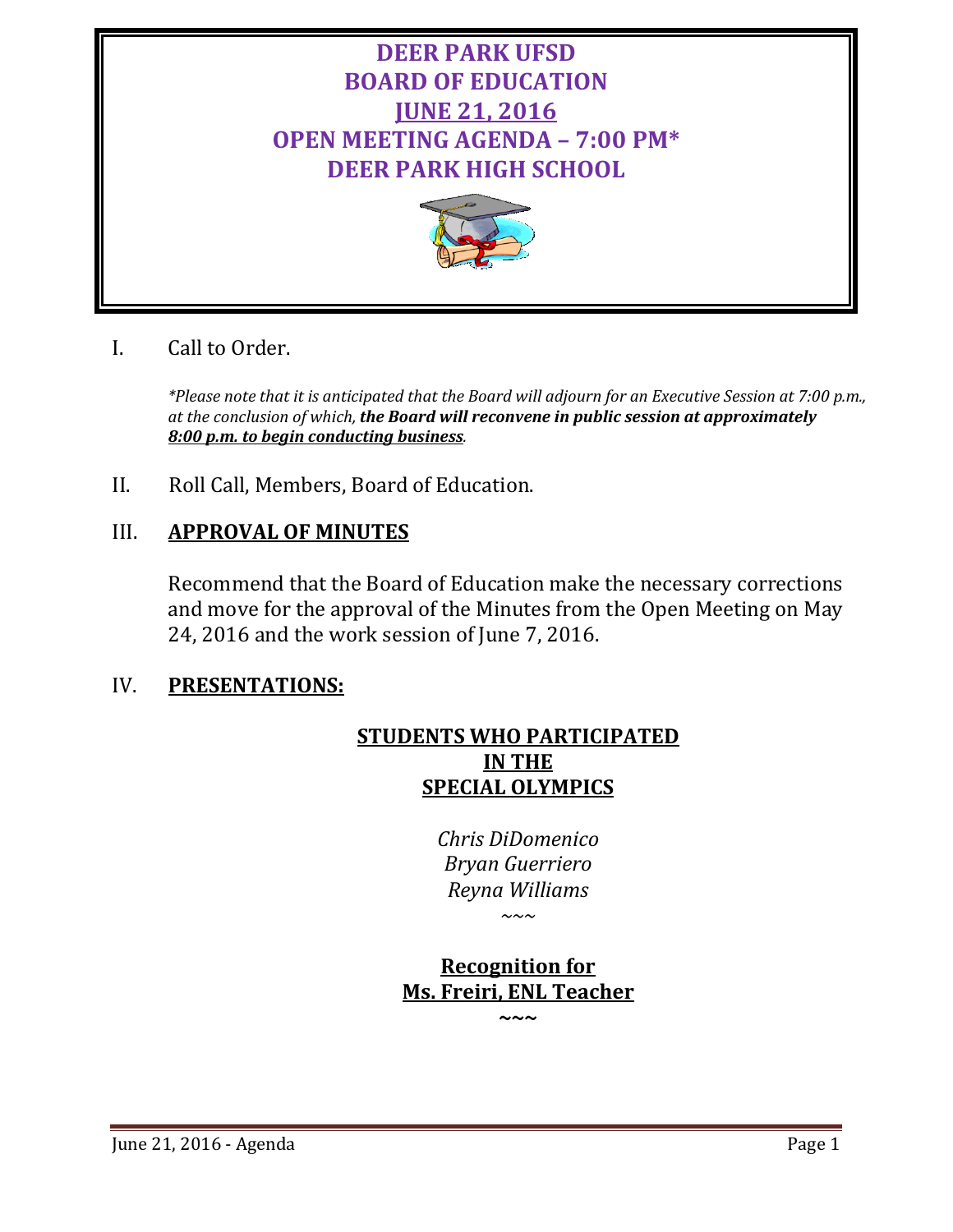# DEER PARK UFSD
# BOARD OF EDUCATION
# JUNE 21, 2016
# OPEN MEETING AGENDA – 7:00 PM*
# DEER PARK HIGH SCHOOL

I. Call to Order.

*\*Please note that it is anticipated that the Board will adjourn for an Executive Session at 7:00 p.m., at the conclusion of which,* ***the Board will reconvene in public session at approximately 8:00 p.m. to begin conducting business****.*

II. Roll Call, Members, Board of Education.

III. **APPROVAL OF MINUTES**

Recommend that the Board of Education make the necessary corrections and move for the approval of the Minutes from the Open Meeting on May 24, 2016 and the work session of June 7, 2016.

IV. **PRESENTATIONS:**

**STUDENTS WHO PARTICIPATED IN THE SPECIAL OLYMPICS**

*Chris DiDomenico*
*Bryan Guerriero*
*Reyna Williams*

~~~

**Recognition for Ms. Freiri, ENL Teacher**

~~~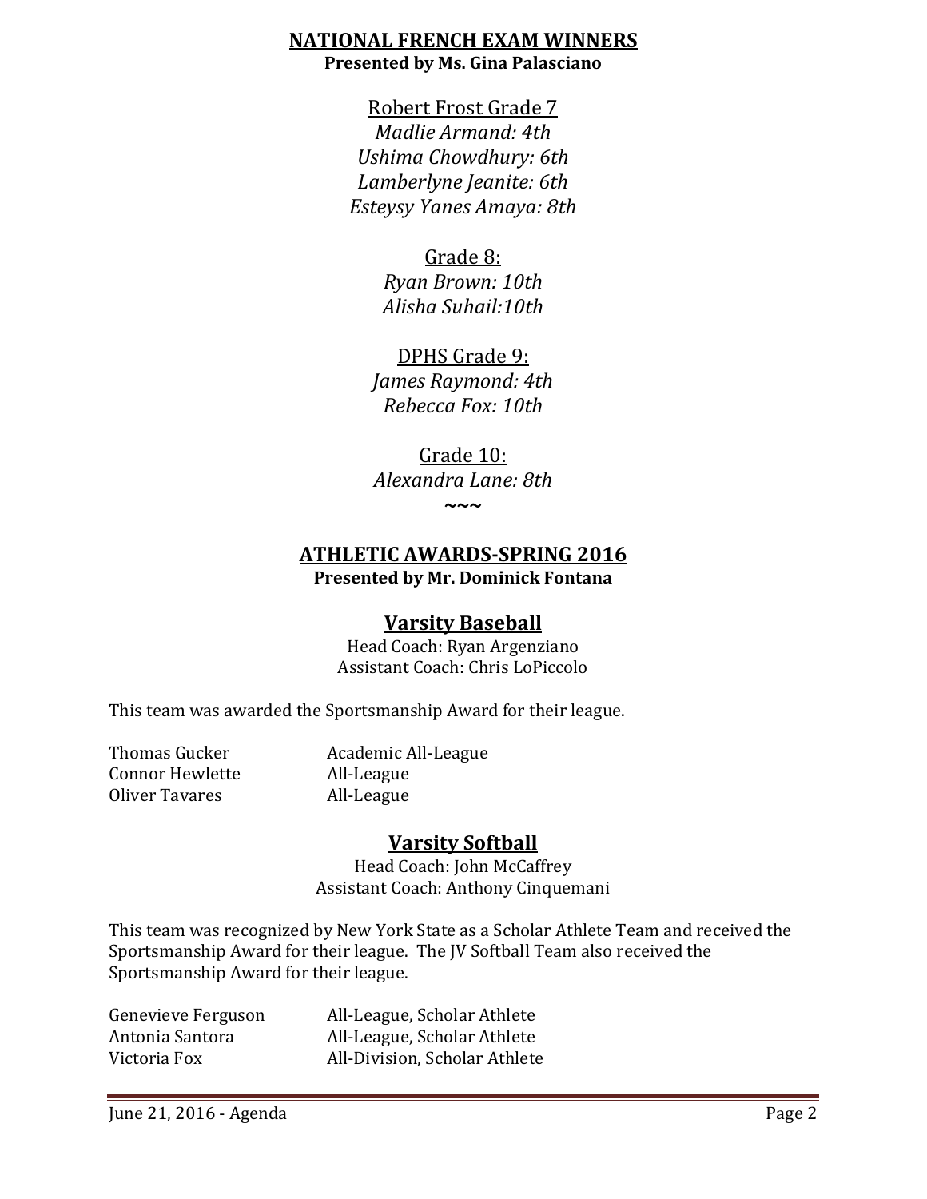## NATIONAL FRENCH EXAM WINNERS

**Presented by Ms. Gina Palasciano**

Robert Frost Grade 7

*Madlie Armand: 4th*
*Ushima Chowdhury: 6th*
*Lamberlyne Jeanite: 6th*
*Esteysy Yanes Amaya: 8th*

Grade 8:

*Ryan Brown: 10th*
*Alisha Suhail:10th*

DPHS Grade 9:

*James Raymond: 4th*
*Rebecca Fox: 10th*

Grade 10:

*Alexandra Lane: 8th*

~~~

## ATHLETIC AWARDS-SPRING 2016

**Presented by Mr. Dominick Fontana**

### Varsity Baseball

Head Coach: Ryan Argenziano
Assistant Coach: Chris LoPiccolo

This team was awarded the Sportsmanship Award for their league.

| | |
|---|---|
| Thomas Gucker | Academic All-League |
| Connor Hewlette | All-League |
| Oliver Tavares | All-League |

### Varsity Softball

Head Coach: John McCaffrey
Assistant Coach: Anthony Cinquemani

This team was recognized by New York State as a Scholar Athlete Team and received the Sportsmanship Award for their league. The JV Softball Team also received the Sportsmanship Award for their league.

| | |
|---|---|
| Genevieve Ferguson | All-League, Scholar Athlete |
| Antonia Santora | All-League, Scholar Athlete |
| Victoria Fox | All-Division, Scholar Athlete |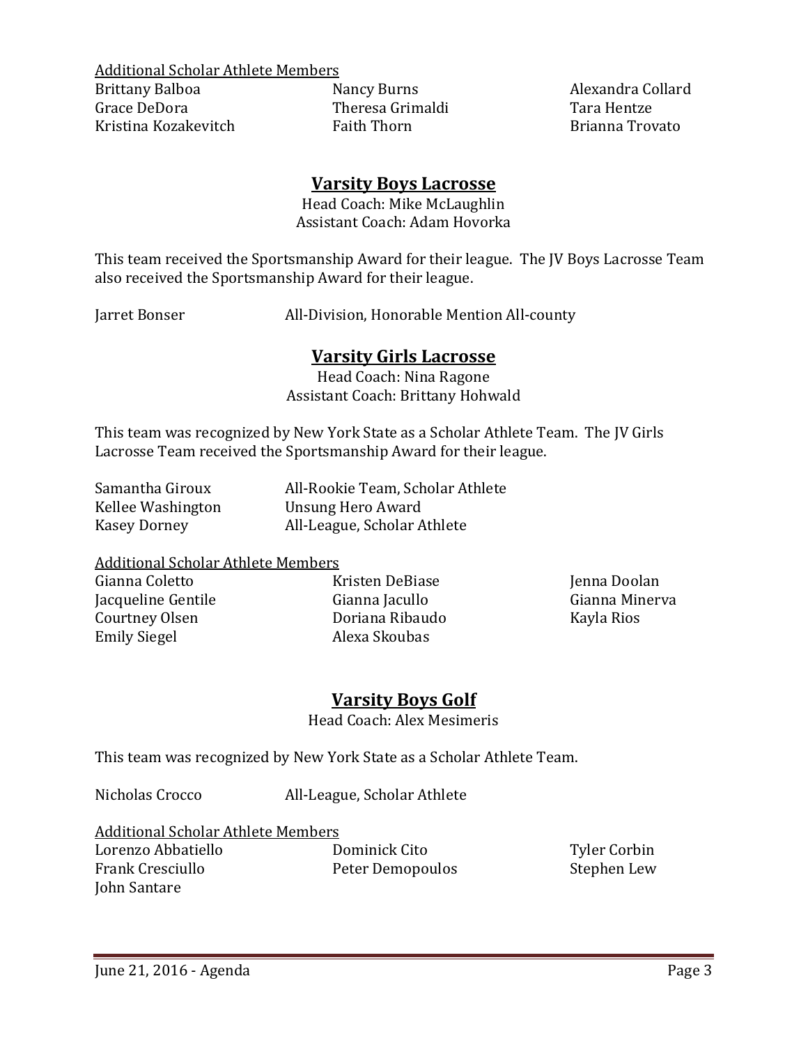Additional Scholar Athlete Members

| | | |
|---|---|---|
| Brittany Balboa | Nancy Burns | Alexandra Collard |
| Grace DeDora | Theresa Grimaldi | Tara Hentze |
| Kristina Kozakevitch | Faith Thorn | Brianna Trovato |

## Varsity Boys Lacrosse

Head Coach: Mike McLaughlin
Assistant Coach: Adam Hovorka

This team received the Sportsmanship Award for their league. The JV Boys Lacrosse Team also received the Sportsmanship Award for their league.

| | |
|---|---|
| Jarret Bonser | All-Division, Honorable Mention All-county |

## Varsity Girls Lacrosse

Head Coach: Nina Ragone
Assistant Coach: Brittany Hohwald

This team was recognized by New York State as a Scholar Athlete Team. The JV Girls Lacrosse Team received the Sportsmanship Award for their league.

| | |
|---|---|
| Samantha Giroux | All-Rookie Team, Scholar Athlete |
| Kellee Washington | Unsung Hero Award |
| Kasey Dorney | All-League, Scholar Athlete |

Additional Scholar Athlete Members

| | | |
|---|---|---|
| Gianna Coletto | Kristen DeBiase | Jenna Doolan |
| Jacqueline Gentile | Gianna Jacullo | Gianna Minerva |
| Courtney Olsen | Doriana Ribaudo | Kayla Rios |
| Emily Siegel | Alexa Skoubas | |

## Varsity Boys Golf

Head Coach: Alex Mesimeris

This team was recognized by New York State as a Scholar Athlete Team.

| | |
|---|---|
| Nicholas Crocco | All-League, Scholar Athlete |

Additional Scholar Athlete Members

| | | |
|---|---|---|
| Lorenzo Abbatiello | Dominick Cito | Tyler Corbin |
| Frank Cresciullo | Peter Demopoulos | Stephen Lew |
| John Santare | | |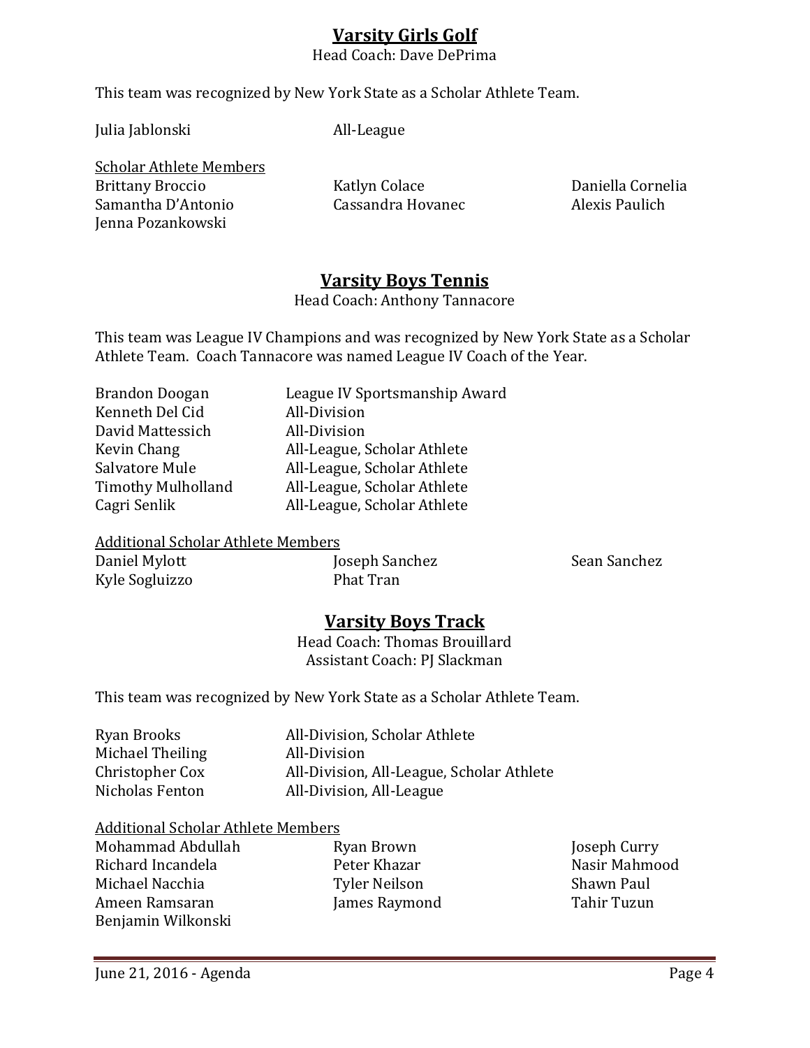## Varsity Girls Golf

Head Coach: Dave DePrima

This team was recognized by New York State as a Scholar Athlete Team.

| | |
|---|---|
| Julia Jablonski | All-League |

Scholar Athlete Members

| | | |
|---|---|---|
| Brittany Broccio | Katlyn Colace | Daniella Cornelia |
| Samantha D'Antonio | Cassandra Hovanec | Alexis Paulich |
| Jenna Pozankowski | | |

## Varsity Boys Tennis

Head Coach: Anthony Tannacore

This team was League IV Champions and was recognized by New York State as a Scholar Athlete Team. Coach Tannacore was named League IV Coach of the Year.

| | |
|---|---|
| Brandon Doogan | League IV Sportsmanship Award |
| Kenneth Del Cid | All-Division |
| David Mattessich | All-Division |
| Kevin Chang | All-League, Scholar Athlete |
| Salvatore Mule | All-League, Scholar Athlete |
| Timothy Mulholland | All-League, Scholar Athlete |
| Cagri Senlik | All-League, Scholar Athlete |

Additional Scholar Athlete Members

| | | |
|---|---|---|
| Daniel Mylott | Joseph Sanchez | Sean Sanchez |
| Kyle Sogluizzo | Phat Tran | |

## Varsity Boys Track

Head Coach: Thomas Brouillard
Assistant Coach: PJ Slackman

This team was recognized by New York State as a Scholar Athlete Team.

| | |
|---|---|
| Ryan Brooks | All-Division, Scholar Athlete |
| Michael Theiling | All-Division |
| Christopher Cox | All-Division, All-League, Scholar Athlete |
| Nicholas Fenton | All-Division, All-League |

Additional Scholar Athlete Members

| | | |
|---|---|---|
| Mohammad Abdullah | Ryan Brown | Joseph Curry |
| Richard Incandela | Peter Khazar | Nasir Mahmood |
| Michael Nacchia | Tyler Neilson | Shawn Paul |
| Ameen Ramsaran | James Raymond | Tahir Tuzun |
| Benjamin Wilkonski | | |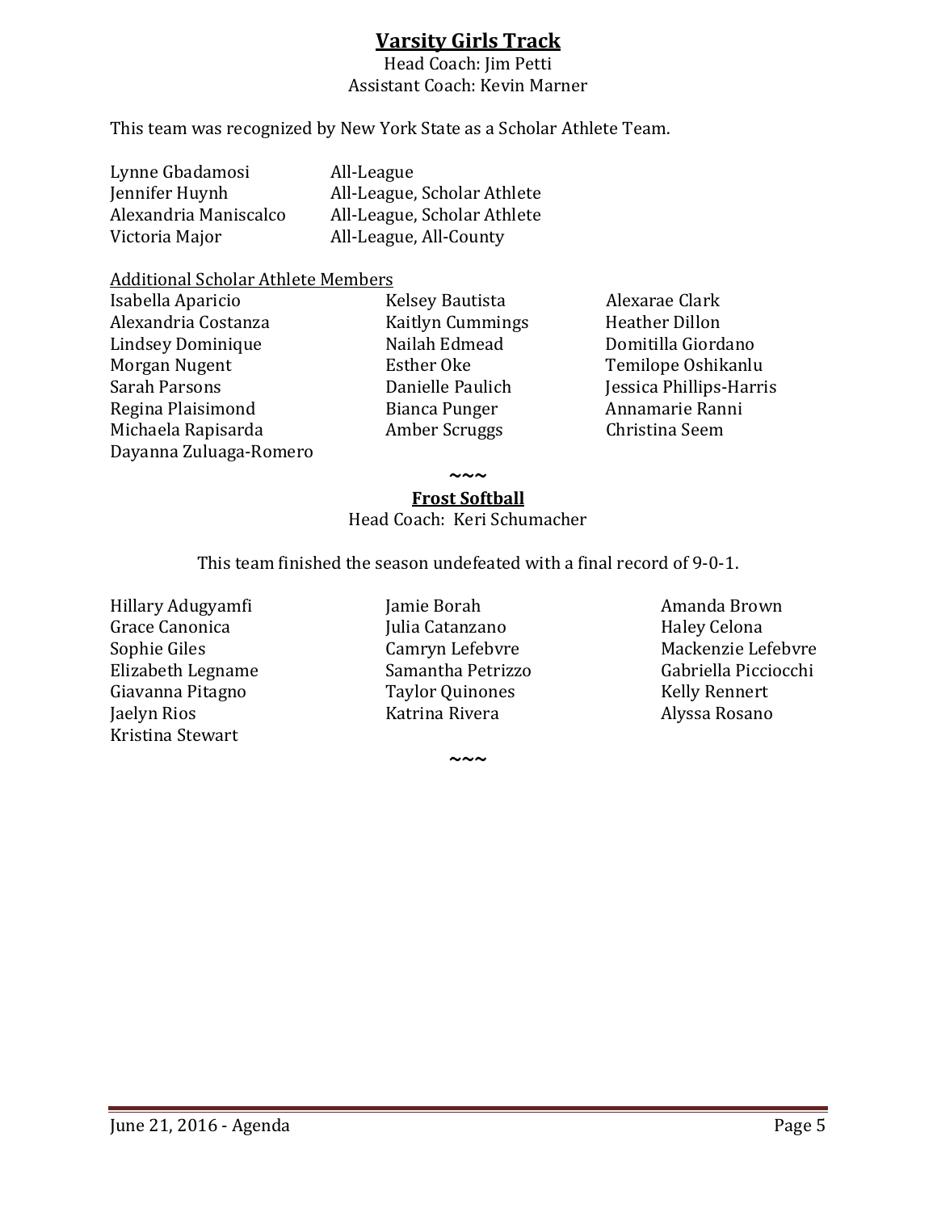## Varsity Girls Track

Head Coach: Jim Petti
Assistant Coach: Kevin Marner

This team was recognized by New York State as a Scholar Athlete Team.

| | |
|---|---|
| Lynne Gbadamosi | All-League |
| Jennifer Huynh | All-League, Scholar Athlete |
| Alexandria Maniscalco | All-League, Scholar Athlete |
| Victoria Major | All-League, All-County |

Additional Scholar Athlete Members

| | | |
|---|---|---|
| Isabella Aparicio | Kelsey Bautista | Alexarae Clark |
| Alexandria Costanza | Kaitlyn Cummings | Heather Dillon |
| Lindsey Dominique | Nailah Edmead | Domitilla Giordano |
| Morgan Nugent | Esther Oke | Temilope Oshikanlu |
| Sarah Parsons | Danielle Paulich | Jessica Phillips-Harris |
| Regina Plaisimond | Bianca Punger | Annamarie Ranni |
| Michaela Rapisarda | Amber Scruggs | Christina Seem |
| Dayanna Zuluaga-Romero | | |

~~~

## Frost Softball

Head Coach: Keri Schumacher

This team finished the season undefeated with a final record of 9-0-1.

| | | |
|---|---|---|
| Hillary Adugyamfi | Jamie Borah | Amanda Brown |
| Grace Canonica | Julia Catanzano | Haley Celona |
| Sophie Giles | Camryn Lefebvre | Mackenzie Lefebvre |
| Elizabeth Legname | Samantha Petrizzo | Gabriella Picciocchi |
| Giavanna Pitagno | Taylor Quinones | Kelly Rennert |
| Jaelyn Rios | Katrina Rivera | Alyssa Rosano |
| Kristina Stewart | | |

~~~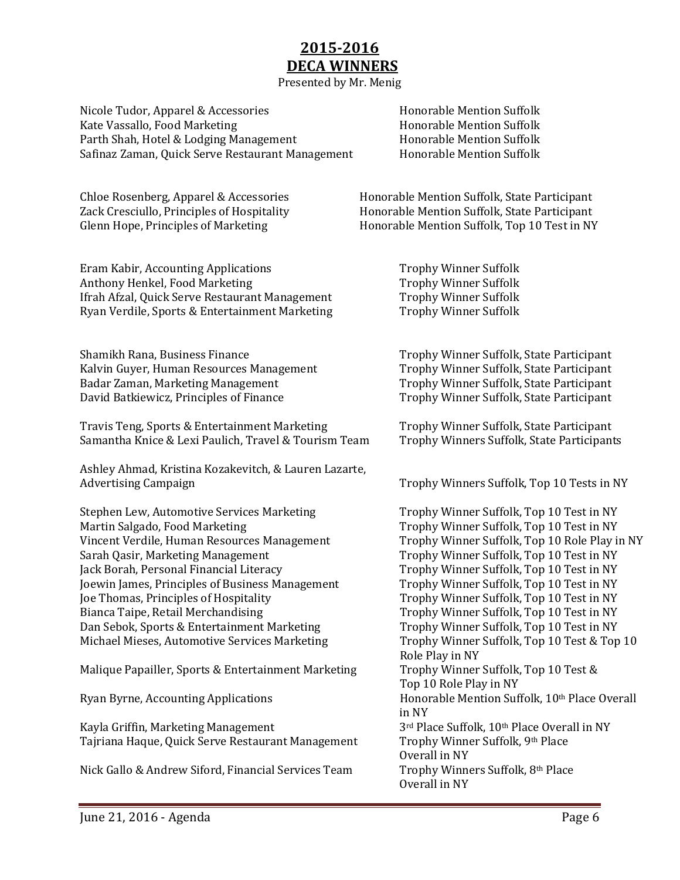## 2015-2016
## DECA WINNERS

Presented by Mr. Menig

| Name, Event | Award |
|---|---|
| Nicole Tudor, Apparel & Accessories | Honorable Mention Suffolk |
| Kate Vassallo, Food Marketing | Honorable Mention Suffolk |
| Parth Shah, Hotel & Lodging Management | Honorable Mention Suffolk |
| Safinaz Zaman, Quick Serve Restaurant Management | Honorable Mention Suffolk |
| | |
| Chloe Rosenberg, Apparel & Accessories | Honorable Mention Suffolk, State Participant |
| Zack Cresciullo, Principles of Hospitality | Honorable Mention Suffolk, State Participant |
| Glenn Hope, Principles of Marketing | Honorable Mention Suffolk, Top 10 Test in NY |
| | |
| Eram Kabir, Accounting Applications | Trophy Winner Suffolk |
| Anthony Henkel, Food Marketing | Trophy Winner Suffolk |
| Ifrah Afzal, Quick Serve Restaurant Management | Trophy Winner Suffolk |
| Ryan Verdile, Sports & Entertainment Marketing | Trophy Winner Suffolk |
| | |
| Shamikh Rana, Business Finance | Trophy Winner Suffolk, State Participant |
| Kalvin Guyer, Human Resources Management | Trophy Winner Suffolk, State Participant |
| Badar Zaman, Marketing Management | Trophy Winner Suffolk, State Participant |
| David Batkiewicz, Principles of Finance | Trophy Winner Suffolk, State Participant |
| | |
| Travis Teng, Sports & Entertainment Marketing | Trophy Winner Suffolk, State Participant |
| Samantha Knice & Lexi Paulich, Travel & Tourism Team | Trophy Winners Suffolk, State Participants |
| | |
| Ashley Ahmad, Kristina Kozakevitch, & Lauren Lazarte, Advertising Campaign | Trophy Winners Suffolk, Top 10 Tests in NY |
| | |
| Stephen Lew, Automotive Services Marketing | Trophy Winner Suffolk, Top 10 Test in NY |
| Martin Salgado, Food Marketing | Trophy Winner Suffolk, Top 10 Test in NY |
| Vincent Verdile, Human Resources Management | Trophy Winner Suffolk, Top 10 Role Play in NY |
| Sarah Qasir, Marketing Management | Trophy Winner Suffolk, Top 10 Test in NY |
| Jack Borah, Personal Financial Literacy | Trophy Winner Suffolk, Top 10 Test in NY |
| Joewin James, Principles of Business Management | Trophy Winner Suffolk, Top 10 Test in NY |
| Joe Thomas, Principles of Hospitality | Trophy Winner Suffolk, Top 10 Test in NY |
| Bianca Taipe, Retail Merchandising | Trophy Winner Suffolk, Top 10 Test in NY |
| Dan Sebok, Sports & Entertainment Marketing | Trophy Winner Suffolk, Top 10 Test in NY |
| Michael Mieses, Automotive Services Marketing | Trophy Winner Suffolk, Top 10 Test & Top 10 Role Play in NY |
| Malique Papailler, Sports & Entertainment Marketing | Trophy Winner Suffolk, Top 10 Test & Top 10 Role Play in NY |
| Ryan Byrne, Accounting Applications | Honorable Mention Suffolk, 10th Place Overall in NY |
| Kayla Griffin, Marketing Management | 3rd Place Suffolk, 10th Place Overall in NY |
| Tajriana Haque, Quick Serve Restaurant Management | Trophy Winner Suffolk, 9th Place Overall in NY |
| Nick Gallo & Andrew Siford, Financial Services Team | Trophy Winners Suffolk, 8th Place Overall in NY |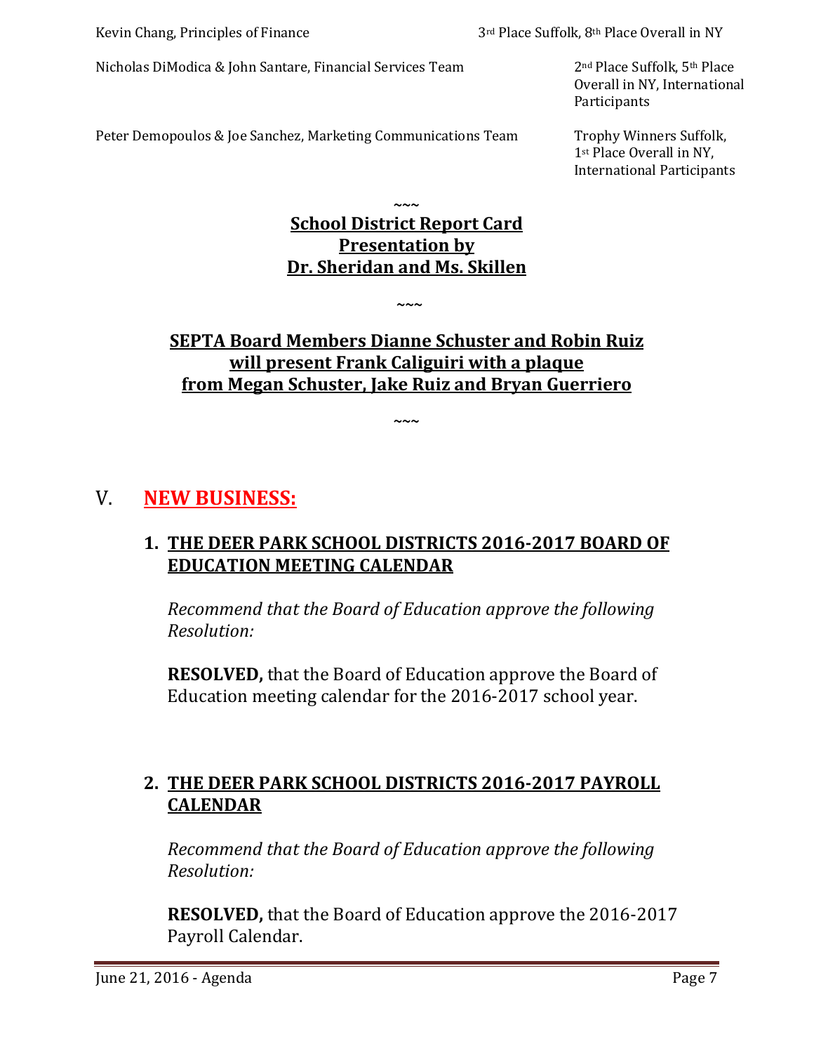| | |
|---|---|
| Kevin Chang, Principles of Finance | 3rd Place Suffolk, 8th Place Overall in NY |
| Nicholas DiModica & John Santare, Financial Services Team | 2nd Place Suffolk, 5th Place Overall in NY, International Participants |
| Peter Demopoulos & Joe Sanchez, Marketing Communications Team | Trophy Winners Suffolk, 1st Place Overall in NY, International Participants |

~~~

**School District Report Card**
**Presentation by**
**Dr. Sheridan and Ms. Skillen**

~~~

**SEPTA Board Members Dianne Schuster and Robin Ruiz will present Frank Caliguiri with a plaque from Megan Schuster, Jake Ruiz and Bryan Guerriero**

~~~

## V. NEW BUSINESS:

### 1. THE DEER PARK SCHOOL DISTRICTS 2016-2017 BOARD OF EDUCATION MEETING CALENDAR

*Recommend that the Board of Education approve the following Resolution:*

**RESOLVED,** that the Board of Education approve the Board of Education meeting calendar for the 2016-2017 school year.

### 2. THE DEER PARK SCHOOL DISTRICTS 2016-2017 PAYROLL CALENDAR

*Recommend that the Board of Education approve the following Resolution:*

**RESOLVED,** that the Board of Education approve the 2016-2017 Payroll Calendar.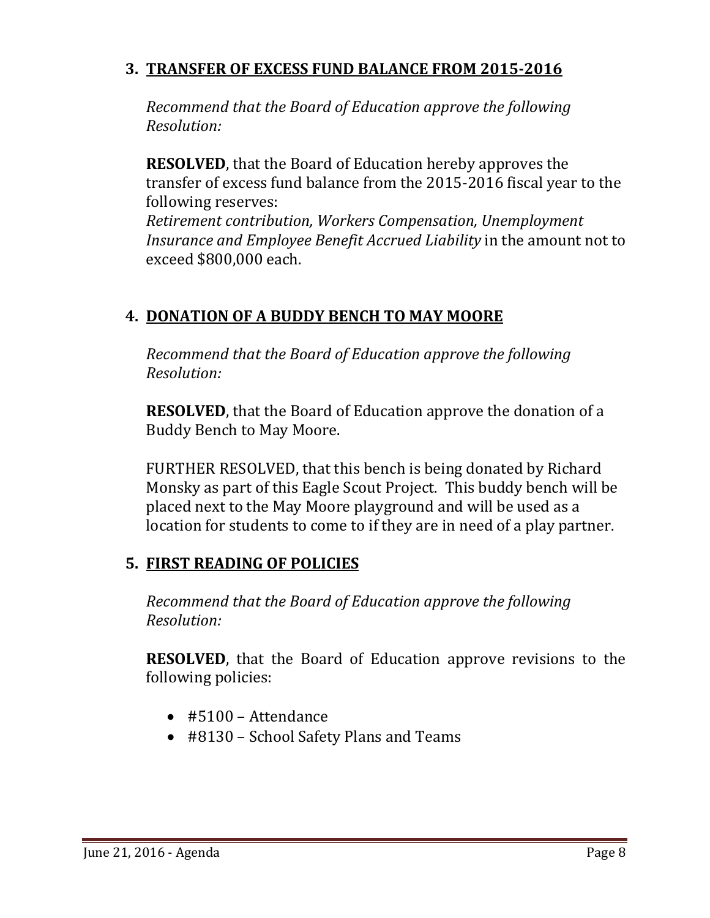## 3. <u>TRANSFER OF EXCESS FUND BALANCE FROM 2015-2016</u>

*Recommend that the Board of Education approve the following Resolution:*

**RESOLVED**, that the Board of Education hereby approves the transfer of excess fund balance from the 2015-2016 fiscal year to the following reserves:
*Retirement contribution, Workers Compensation, Unemployment Insurance and Employee Benefit Accrued Liability* in the amount not to exceed $800,000 each.

## 4. <u>DONATION OF A BUDDY BENCH TO MAY MOORE</u>

*Recommend that the Board of Education approve the following Resolution:*

**RESOLVED**, that the Board of Education approve the donation of a Buddy Bench to May Moore.

FURTHER RESOLVED, that this bench is being donated by Richard Monsky as part of this Eagle Scout Project. This buddy bench will be placed next to the May Moore playground and will be used as a location for students to come to if they are in need of a play partner.

## 5. <u>FIRST READING OF POLICIES</u>

*Recommend that the Board of Education approve the following Resolution:*

**RESOLVED**, that the Board of Education approve revisions to the following policies:

- #5100 – Attendance
- #8130 – School Safety Plans and Teams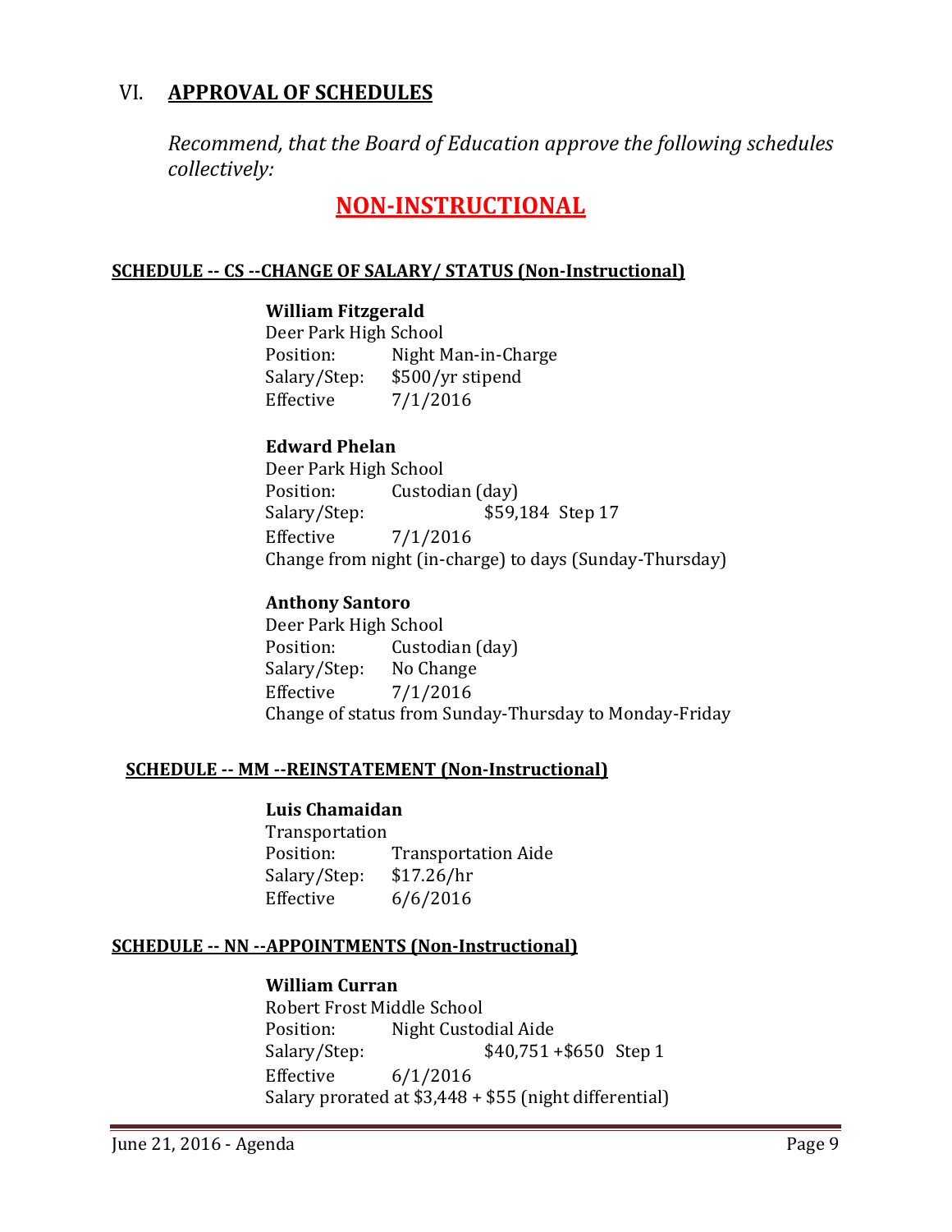# VI. APPROVAL OF SCHEDULES

*Recommend, that the Board of Education approve the following schedules collectively:*

## NON-INSTRUCTIONAL

### SCHEDULE -- CS --CHANGE OF SALARY/ STATUS (Non-Instructional)

**William Fitzgerald**
Deer Park High School
Position: Night Man-in-Charge
Salary/Step: $500/yr stipend
Effective 7/1/2016

**Edward Phelan**
Deer Park High School
Position: Custodian (day)
Salary/Step: $59,184 Step 17
Effective 7/1/2016
Change from night (in-charge) to days (Sunday-Thursday)

**Anthony Santoro**
Deer Park High School
Position: Custodian (day)
Salary/Step: No Change
Effective 7/1/2016
Change of status from Sunday-Thursday to Monday-Friday

### SCHEDULE -- MM --REINSTATEMENT (Non-Instructional)

**Luis Chamaidan**
Transportation
Position: Transportation Aide
Salary/Step: $17.26/hr
Effective 6/6/2016

### SCHEDULE -- NN --APPOINTMENTS (Non-Instructional)

**William Curran**
Robert Frost Middle School
Position: Night Custodial Aide
Salary/Step: $40,751 +$650 Step 1
Effective 6/1/2016
Salary prorated at $3,448 + $55 (night differential)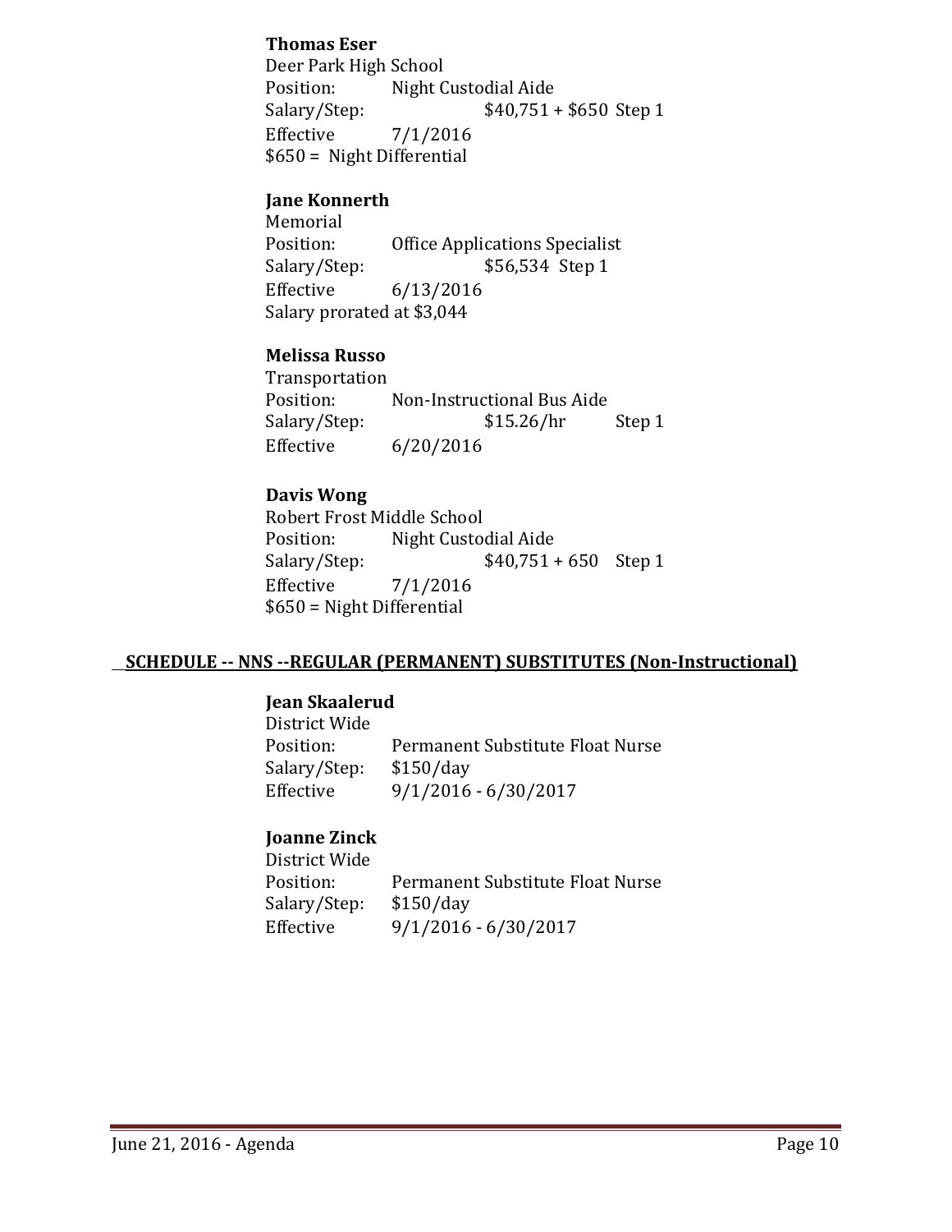**Thomas Eser**
Deer Park High School
Position: Night Custodial Aide
Salary/Step: $40,751 + $650 Step 1
Effective 7/1/2016
$650 = Night Differential

**Jane Konnerth**
Memorial
Position: Office Applications Specialist
Salary/Step: $56,534 Step 1
Effective 6/13/2016
Salary prorated at $3,044

**Melissa Russo**
Transportation
Position: Non-Instructional Bus Aide
Salary/Step: $15.26/hr Step 1
Effective 6/20/2016

**Davis Wong**
Robert Frost Middle School
Position: Night Custodial Aide
Salary/Step: $40,751 + 650 Step 1
Effective 7/1/2016
$650 = Night Differential

## SCHEDULE -- NNS --REGULAR (PERMANENT) SUBSTITUTES (Non-Instructional)

**Jean Skaalerud**
District Wide
Position: Permanent Substitute Float Nurse
Salary/Step: $150/day
Effective 9/1/2016 - 6/30/2017

**Joanne Zinck**
District Wide
Position: Permanent Substitute Float Nurse
Salary/Step: $150/day
Effective 9/1/2016 - 6/30/2017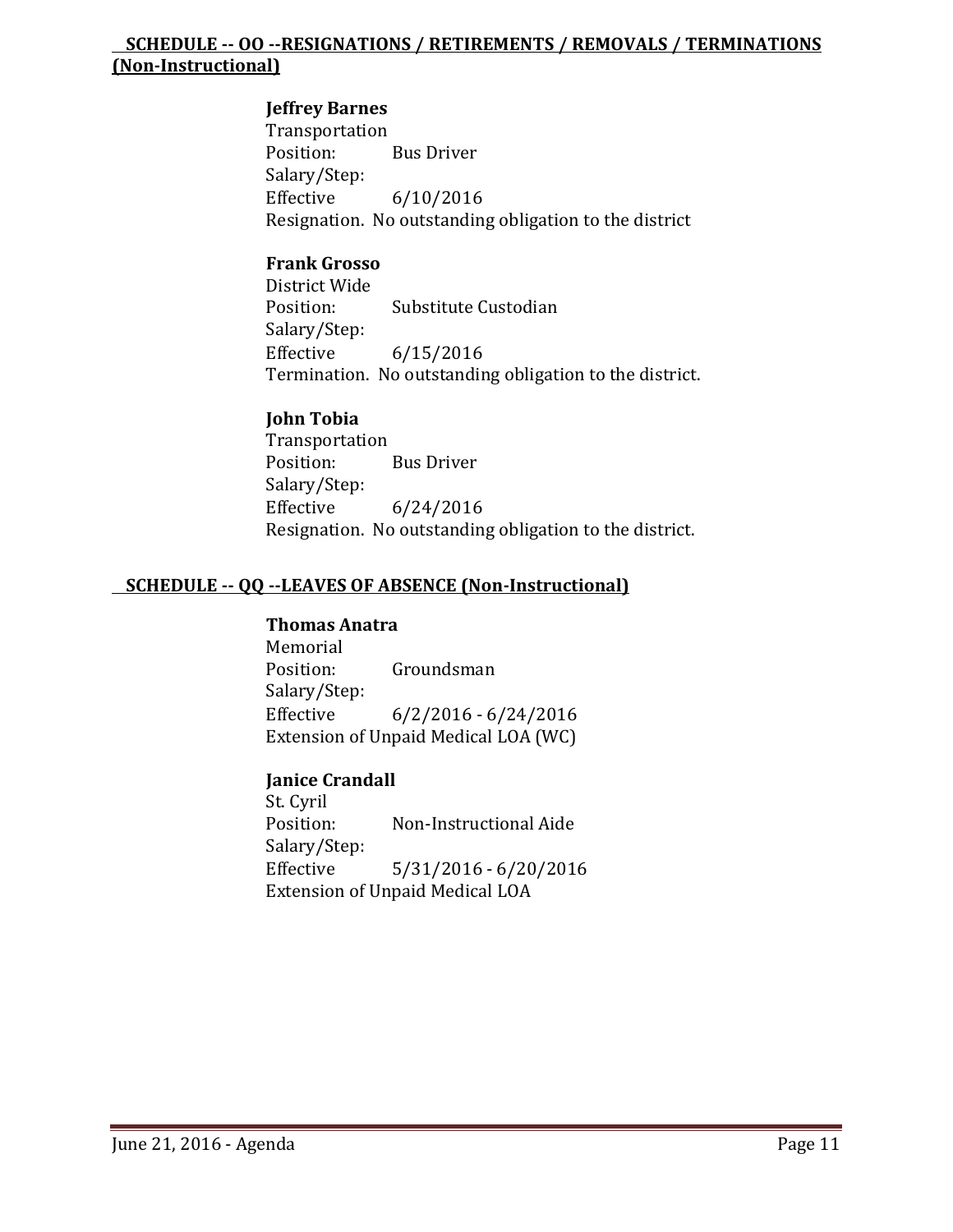## SCHEDULE -- OO --RESIGNATIONS / RETIREMENTS / REMOVALS / TERMINATIONS (Non-Instructional)

**Jeffrey Barnes**
Transportation
Position: Bus Driver
Salary/Step:
Effective 6/10/2016
Resignation. No outstanding obligation to the district

**Frank Grosso**
District Wide
Position: Substitute Custodian
Salary/Step:
Effective 6/15/2016
Termination. No outstanding obligation to the district.

**John Tobia**
Transportation
Position: Bus Driver
Salary/Step:
Effective 6/24/2016
Resignation. No outstanding obligation to the district.

## SCHEDULE -- QQ --LEAVES OF ABSENCE (Non-Instructional)

**Thomas Anatra**
Memorial
Position: Groundsman
Salary/Step:
Effective 6/2/2016 - 6/24/2016
Extension of Unpaid Medical LOA (WC)

**Janice Crandall**
St. Cyril
Position: Non-Instructional Aide
Salary/Step:
Effective 5/31/2016 - 6/20/2016
Extension of Unpaid Medical LOA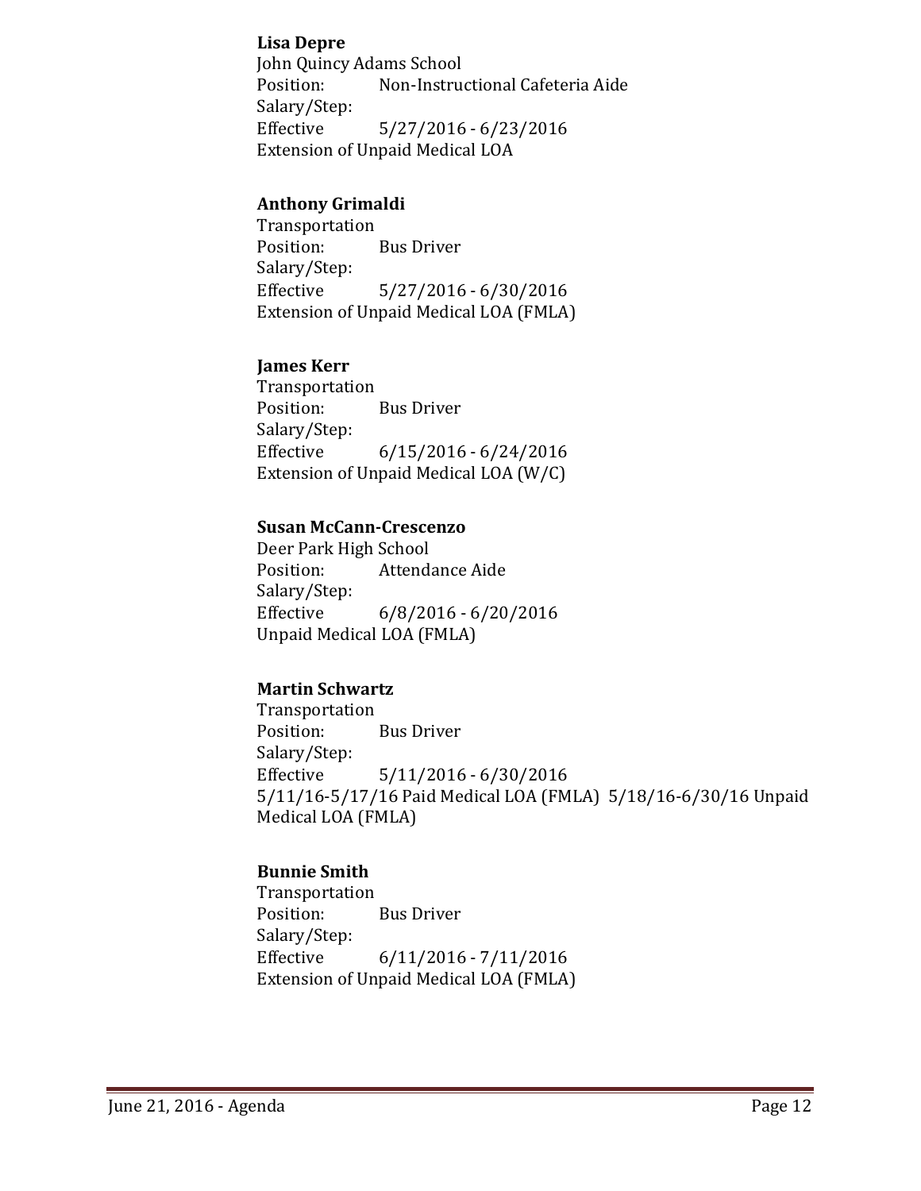**Lisa Depre**
John Quincy Adams School
Position: Non-Instructional Cafeteria Aide
Salary/Step:
Effective 5/27/2016 - 6/23/2016
Extension of Unpaid Medical LOA

**Anthony Grimaldi**
Transportation
Position: Bus Driver
Salary/Step:
Effective 5/27/2016 - 6/30/2016
Extension of Unpaid Medical LOA (FMLA)

**James Kerr**
Transportation
Position: Bus Driver
Salary/Step:
Effective 6/15/2016 - 6/24/2016
Extension of Unpaid Medical LOA (W/C)

**Susan McCann-Crescenzo**
Deer Park High School
Position: Attendance Aide
Salary/Step:
Effective 6/8/2016 - 6/20/2016
Unpaid Medical LOA (FMLA)

**Martin Schwartz**
Transportation
Position: Bus Driver
Salary/Step:
Effective 5/11/2016 - 6/30/2016
5/11/16-5/17/16 Paid Medical LOA (FMLA) 5/18/16-6/30/16 Unpaid Medical LOA (FMLA)

**Bunnie Smith**
Transportation
Position: Bus Driver
Salary/Step:
Effective 6/11/2016 - 7/11/2016
Extension of Unpaid Medical LOA (FMLA)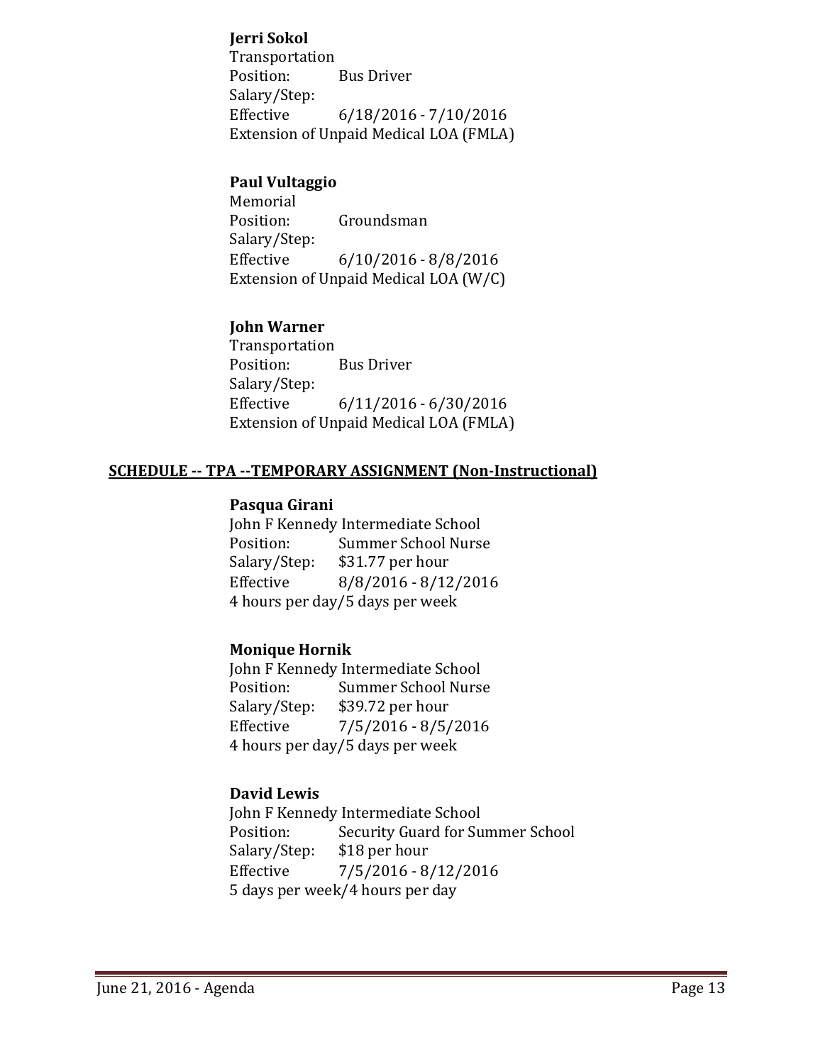**Jerri Sokol**
Transportation
Position: Bus Driver
Salary/Step:
Effective 6/18/2016 - 7/10/2016
Extension of Unpaid Medical LOA (FMLA)

**Paul Vultaggio**
Memorial
Position: Groundsman
Salary/Step:
Effective 6/10/2016 - 8/8/2016
Extension of Unpaid Medical LOA (W/C)

**John Warner**
Transportation
Position: Bus Driver
Salary/Step:
Effective 6/11/2016 - 6/30/2016
Extension of Unpaid Medical LOA (FMLA)

**SCHEDULE -- TPA --TEMPORARY ASSIGNMENT (Non-Instructional)**

**Pasqua Girani**
John F Kennedy Intermediate School
Position: Summer School Nurse
Salary/Step: $31.77 per hour
Effective 8/8/2016 - 8/12/2016
4 hours per day/5 days per week

**Monique Hornik**
John F Kennedy Intermediate School
Position: Summer School Nurse
Salary/Step: $39.72 per hour
Effective 7/5/2016 - 8/5/2016
4 hours per day/5 days per week

**David Lewis**
John F Kennedy Intermediate School
Position: Security Guard for Summer School
Salary/Step: $18 per hour
Effective 7/5/2016 - 8/12/2016
5 days per week/4 hours per day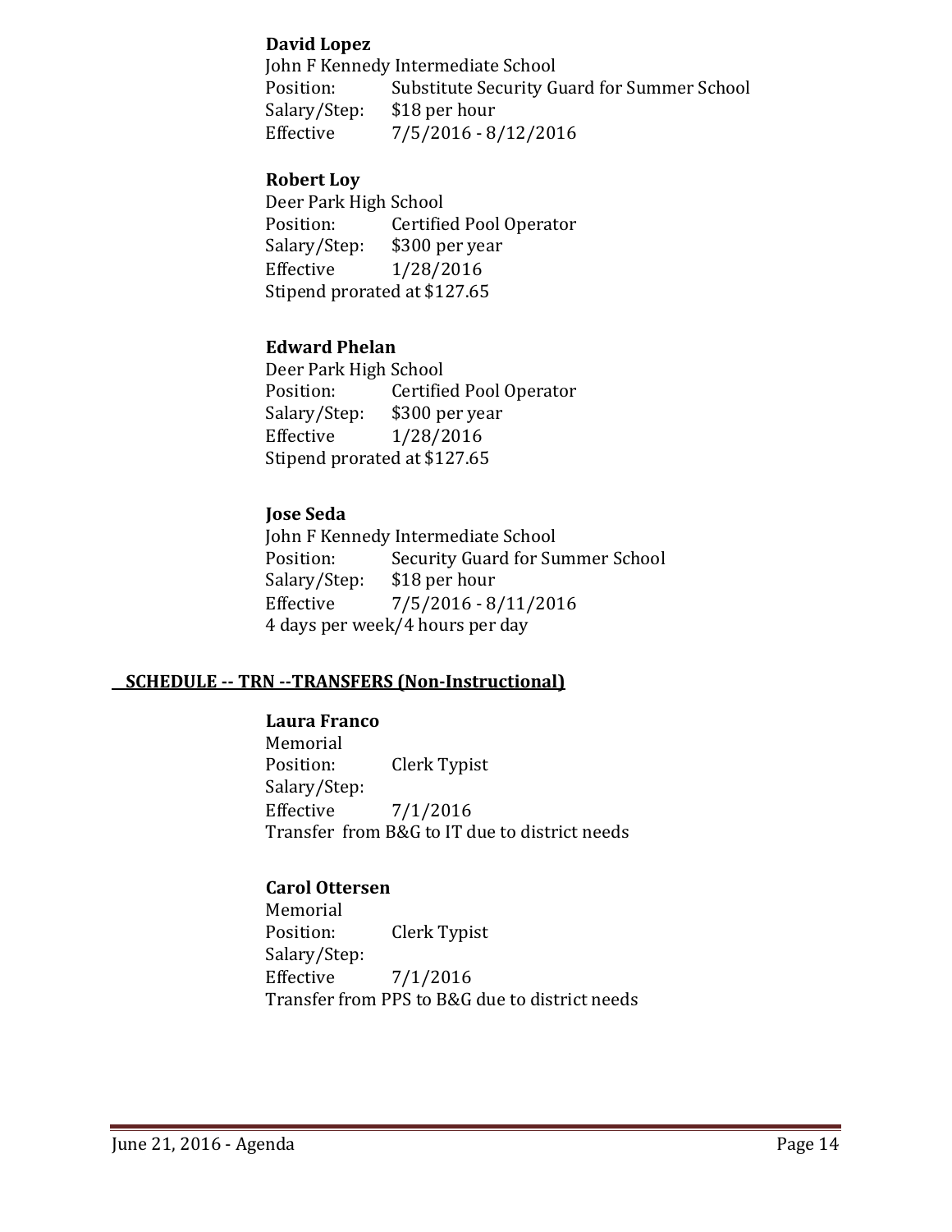**David Lopez**
John F Kennedy Intermediate School
Position: Substitute Security Guard for Summer School
Salary/Step: $18 per hour
Effective 7/5/2016 - 8/12/2016

**Robert Loy**
Deer Park High School
Position: Certified Pool Operator
Salary/Step: $300 per year
Effective 1/28/2016
Stipend prorated at $127.65

**Edward Phelan**
Deer Park High School
Position: Certified Pool Operator
Salary/Step: $300 per year
Effective 1/28/2016
Stipend prorated at $127.65

**Jose Seda**
John F Kennedy Intermediate School
Position: Security Guard for Summer School
Salary/Step: $18 per hour
Effective 7/5/2016 - 8/11/2016
4 days per week/4 hours per day

**SCHEDULE -- TRN --TRANSFERS (Non-Instructional)**

**Laura Franco**
Memorial
Position: Clerk Typist
Salary/Step:
Effective 7/1/2016
Transfer from B&G to IT due to district needs

**Carol Ottersen**
Memorial
Position: Clerk Typist
Salary/Step:
Effective 7/1/2016
Transfer from PPS to B&G due to district needs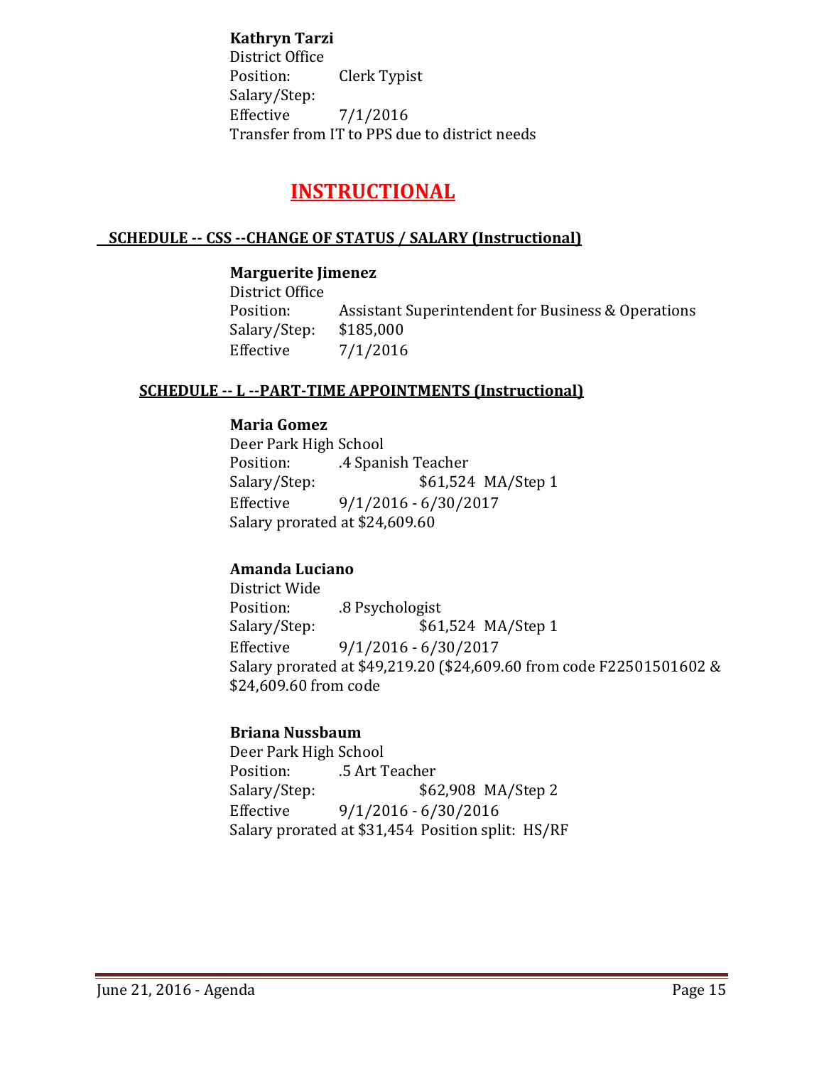**Kathryn Tarzi**
District Office
Position: Clerk Typist
Salary/Step:
Effective 7/1/2016
Transfer from IT to PPS due to district needs

# INSTRUCTIONAL

## SCHEDULE -- CSS --CHANGE OF STATUS / SALARY (Instructional)

**Marguerite Jimenez**
District Office
Position: Assistant Superintendent for Business & Operations
Salary/Step: $185,000
Effective 7/1/2016

## SCHEDULE -- L --PART-TIME APPOINTMENTS (Instructional)

**Maria Gomez**
Deer Park High School
Position: .4 Spanish Teacher
Salary/Step: $61,524 MA/Step 1
Effective 9/1/2016 - 6/30/2017
Salary prorated at $24,609.60

**Amanda Luciano**
District Wide
Position: .8 Psychologist
Salary/Step: $61,524 MA/Step 1
Effective 9/1/2016 - 6/30/2017
Salary prorated at $49,219.20 ($24,609.60 from code F22501501602 & $24,609.60 from code

**Briana Nussbaum**
Deer Park High School
Position: .5 Art Teacher
Salary/Step: $62,908 MA/Step 2
Effective 9/1/2016 - 6/30/2016
Salary prorated at $31,454 Position split: HS/RF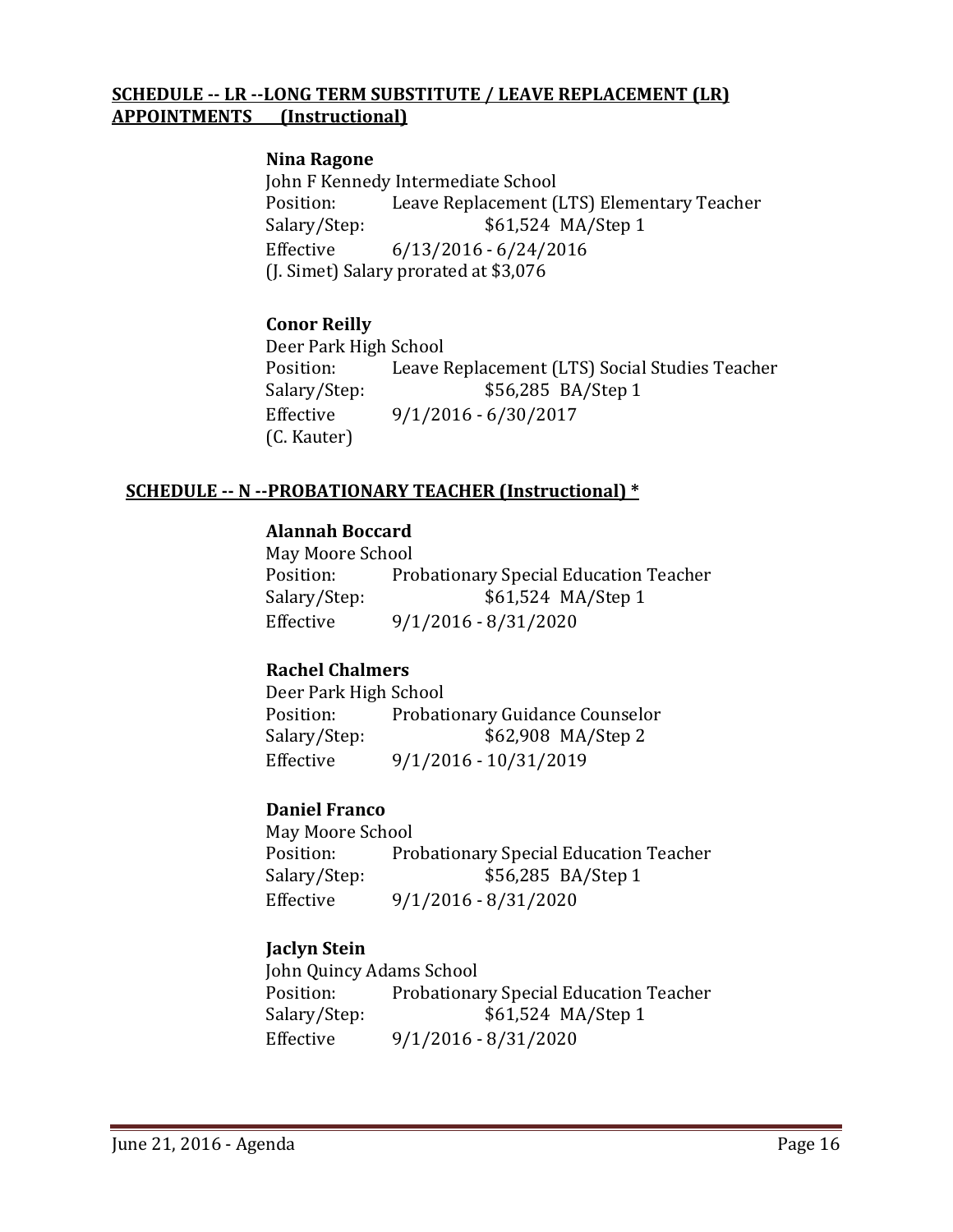**SCHEDULE -- LR --LONG TERM SUBSTITUTE / LEAVE REPLACEMENT (LR) APPOINTMENTS (Instructional)**

**Nina Ragone**
John F Kennedy Intermediate School
Position: Leave Replacement (LTS) Elementary Teacher
Salary/Step: $61,524 MA/Step 1
Effective 6/13/2016 - 6/24/2016
(J. Simet) Salary prorated at $3,076

**Conor Reilly**
Deer Park High School
Position: Leave Replacement (LTS) Social Studies Teacher
Salary/Step: $56,285 BA/Step 1
Effective 9/1/2016 - 6/30/2017
(C. Kauter)

**SCHEDULE -- N --PROBATIONARY TEACHER (Instructional) ***

**Alannah Boccard**
May Moore School
Position: Probationary Special Education Teacher
Salary/Step: $61,524 MA/Step 1
Effective 9/1/2016 - 8/31/2020

**Rachel Chalmers**
Deer Park High School
Position: Probationary Guidance Counselor
Salary/Step: $62,908 MA/Step 2
Effective 9/1/2016 - 10/31/2019

**Daniel Franco**
May Moore School
Position: Probationary Special Education Teacher
Salary/Step: $56,285 BA/Step 1
Effective 9/1/2016 - 8/31/2020

**Jaclyn Stein**
John Quincy Adams School
Position: Probationary Special Education Teacher
Salary/Step: $61,524 MA/Step 1
Effective 9/1/2016 - 8/31/2020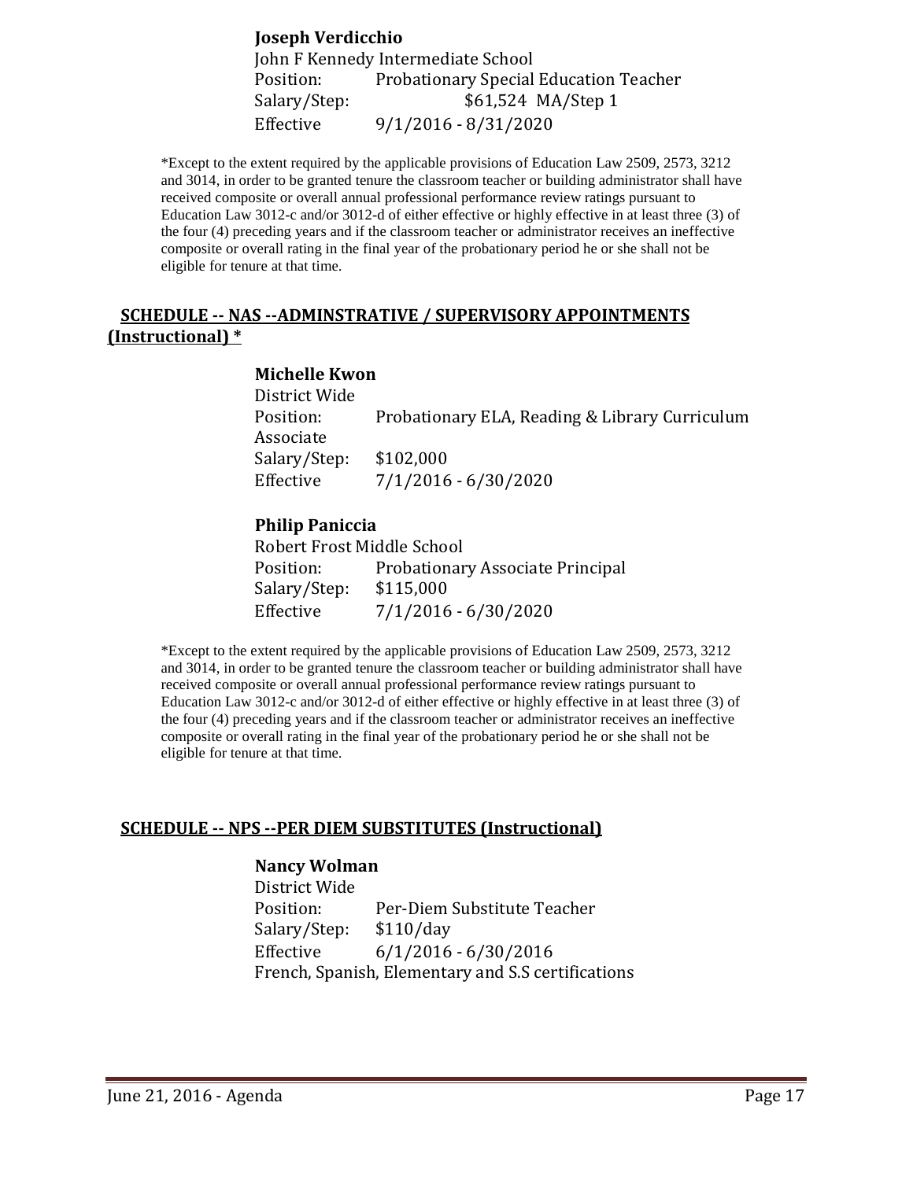**Joseph Verdicchio**
John F Kennedy Intermediate School
Position: Probationary Special Education Teacher
Salary/Step: $61,524 MA/Step 1
Effective 9/1/2016 - 8/31/2020

*Except to the extent required by the applicable provisions of Education Law 2509, 2573, 3212 and 3014, in order to be granted tenure the classroom teacher or building administrator shall have received composite or overall annual professional performance review ratings pursuant to Education Law 3012-c and/or 3012-d of either effective or highly effective in at least three (3) of the four (4) preceding years and if the classroom teacher or administrator receives an ineffective composite or overall rating in the final year of the probationary period he or she shall not be eligible for tenure at that time.

## SCHEDULE -- NAS --ADMINSTRATIVE / SUPERVISORY APPOINTMENTS (Instructional) *

**Michelle Kwon**
District Wide
Position: Probationary ELA, Reading & Library Curriculum Associate
Salary/Step: $102,000
Effective 7/1/2016 - 6/30/2020

**Philip Paniccia**
Robert Frost Middle School
Position: Probationary Associate Principal
Salary/Step: $115,000
Effective 7/1/2016 - 6/30/2020

*Except to the extent required by the applicable provisions of Education Law 2509, 2573, 3212 and 3014, in order to be granted tenure the classroom teacher or building administrator shall have received composite or overall annual professional performance review ratings pursuant to Education Law 3012-c and/or 3012-d of either effective or highly effective in at least three (3) of the four (4) preceding years and if the classroom teacher or administrator receives an ineffective composite or overall rating in the final year of the probationary period he or she shall not be eligible for tenure at that time.

## SCHEDULE -- NPS --PER DIEM SUBSTITUTES (Instructional)

**Nancy Wolman**
District Wide
Position: Per-Diem Substitute Teacher
Salary/Step: $110/day
Effective 6/1/2016 - 6/30/2016
French, Spanish, Elementary and S.S certifications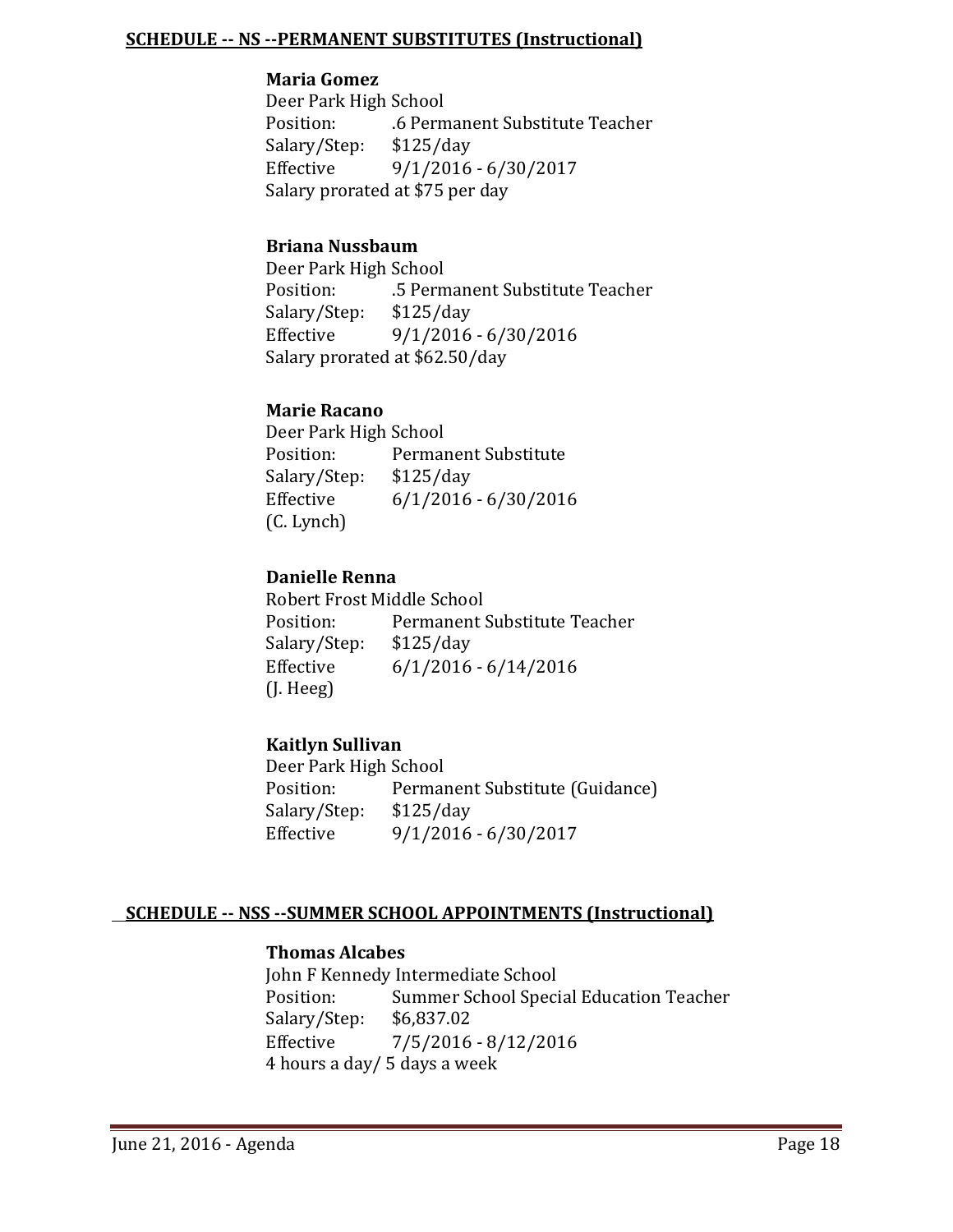**SCHEDULE -- NS --PERMANENT SUBSTITUTES (Instructional)**

**Maria Gomez**
Deer Park High School
Position: .6 Permanent Substitute Teacher
Salary/Step: $125/day
Effective 9/1/2016 - 6/30/2017
Salary prorated at $75 per day

**Briana Nussbaum**
Deer Park High School
Position: .5 Permanent Substitute Teacher
Salary/Step: $125/day
Effective 9/1/2016 - 6/30/2016
Salary prorated at $62.50/day

**Marie Racano**
Deer Park High School
Position: Permanent Substitute
Salary/Step: $125/day
Effective 6/1/2016 - 6/30/2016
(C. Lynch)

**Danielle Renna**
Robert Frost Middle School
Position: Permanent Substitute Teacher
Salary/Step: $125/day
Effective 6/1/2016 - 6/14/2016
(J. Heeg)

**Kaitlyn Sullivan**
Deer Park High School
Position: Permanent Substitute (Guidance)
Salary/Step: $125/day
Effective 9/1/2016 - 6/30/2017

**SCHEDULE -- NSS --SUMMER SCHOOL APPOINTMENTS (Instructional)**

**Thomas Alcabes**
John F Kennedy Intermediate School
Position: Summer School Special Education Teacher
Salary/Step: $6,837.02
Effective 7/5/2016 - 8/12/2016
4 hours a day/ 5 days a week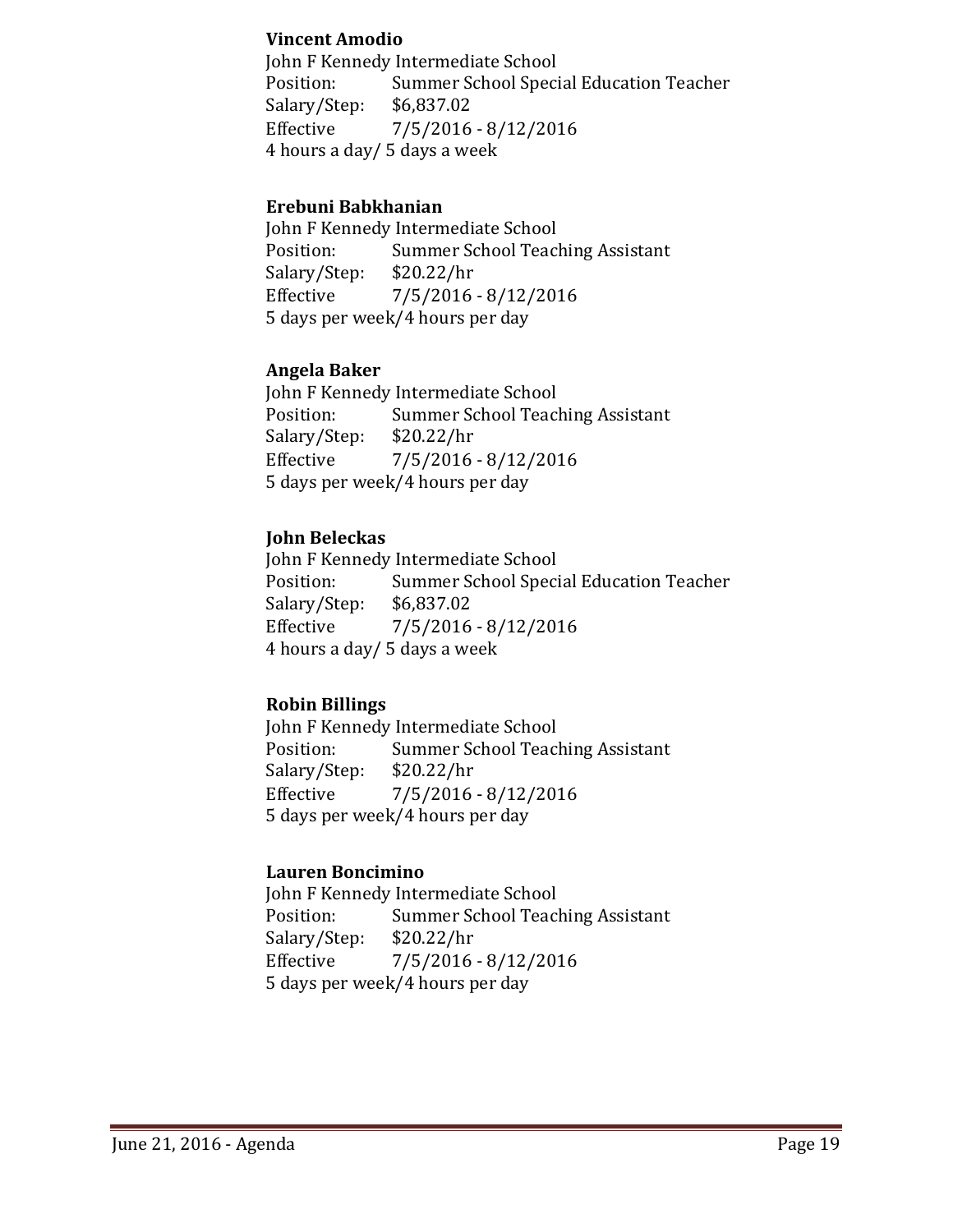**Vincent Amodio**
John F Kennedy Intermediate School
Position: Summer School Special Education Teacher
Salary/Step: $6,837.02
Effective 7/5/2016 - 8/12/2016
4 hours a day/ 5 days a week

**Erebuni Babkhanian**
John F Kennedy Intermediate School
Position: Summer School Teaching Assistant
Salary/Step: $20.22/hr
Effective 7/5/2016 - 8/12/2016
5 days per week/4 hours per day

**Angela Baker**
John F Kennedy Intermediate School
Position: Summer School Teaching Assistant
Salary/Step: $20.22/hr
Effective 7/5/2016 - 8/12/2016
5 days per week/4 hours per day

**John Beleckas**
John F Kennedy Intermediate School
Position: Summer School Special Education Teacher
Salary/Step: $6,837.02
Effective 7/5/2016 - 8/12/2016
4 hours a day/ 5 days a week

**Robin Billings**
John F Kennedy Intermediate School
Position: Summer School Teaching Assistant
Salary/Step: $20.22/hr
Effective 7/5/2016 - 8/12/2016
5 days per week/4 hours per day

**Lauren Boncimino**
John F Kennedy Intermediate School
Position: Summer School Teaching Assistant
Salary/Step: $20.22/hr
Effective 7/5/2016 - 8/12/2016
5 days per week/4 hours per day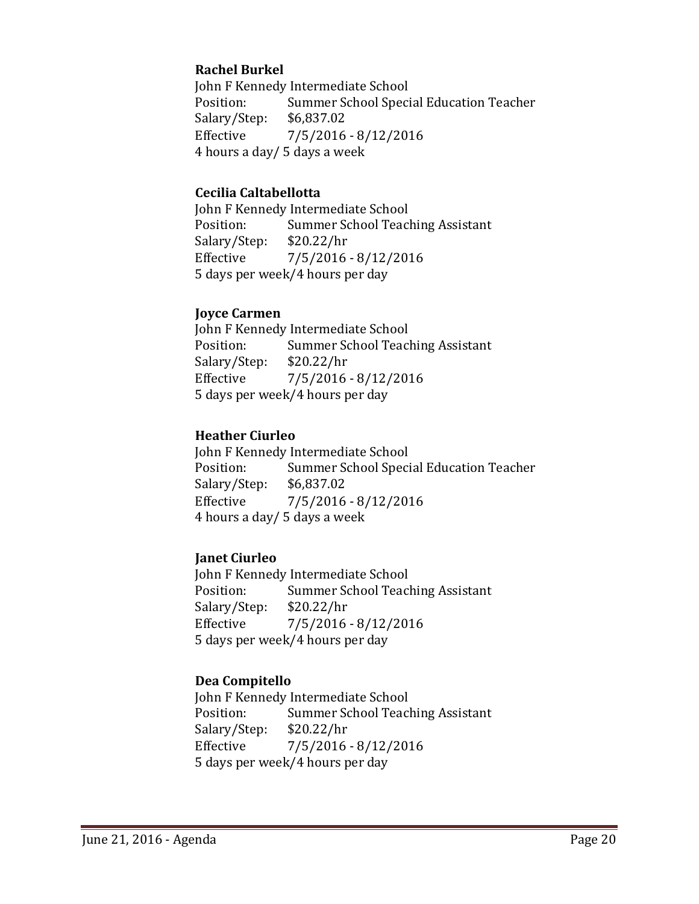**Rachel Burkel**
John F Kennedy Intermediate School
Position: Summer School Special Education Teacher
Salary/Step: $6,837.02
Effective 7/5/2016 - 8/12/2016
4 hours a day/ 5 days a week

**Cecilia Caltabellotta**
John F Kennedy Intermediate School
Position: Summer School Teaching Assistant
Salary/Step: $20.22/hr
Effective 7/5/2016 - 8/12/2016
5 days per week/4 hours per day

**Joyce Carmen**
John F Kennedy Intermediate School
Position: Summer School Teaching Assistant
Salary/Step: $20.22/hr
Effective 7/5/2016 - 8/12/2016
5 days per week/4 hours per day

**Heather Ciurleo**
John F Kennedy Intermediate School
Position: Summer School Special Education Teacher
Salary/Step: $6,837.02
Effective 7/5/2016 - 8/12/2016
4 hours a day/ 5 days a week

**Janet Ciurleo**
John F Kennedy Intermediate School
Position: Summer School Teaching Assistant
Salary/Step: $20.22/hr
Effective 7/5/2016 - 8/12/2016
5 days per week/4 hours per day

**Dea Compitello**
John F Kennedy Intermediate School
Position: Summer School Teaching Assistant
Salary/Step: $20.22/hr
Effective 7/5/2016 - 8/12/2016
5 days per week/4 hours per day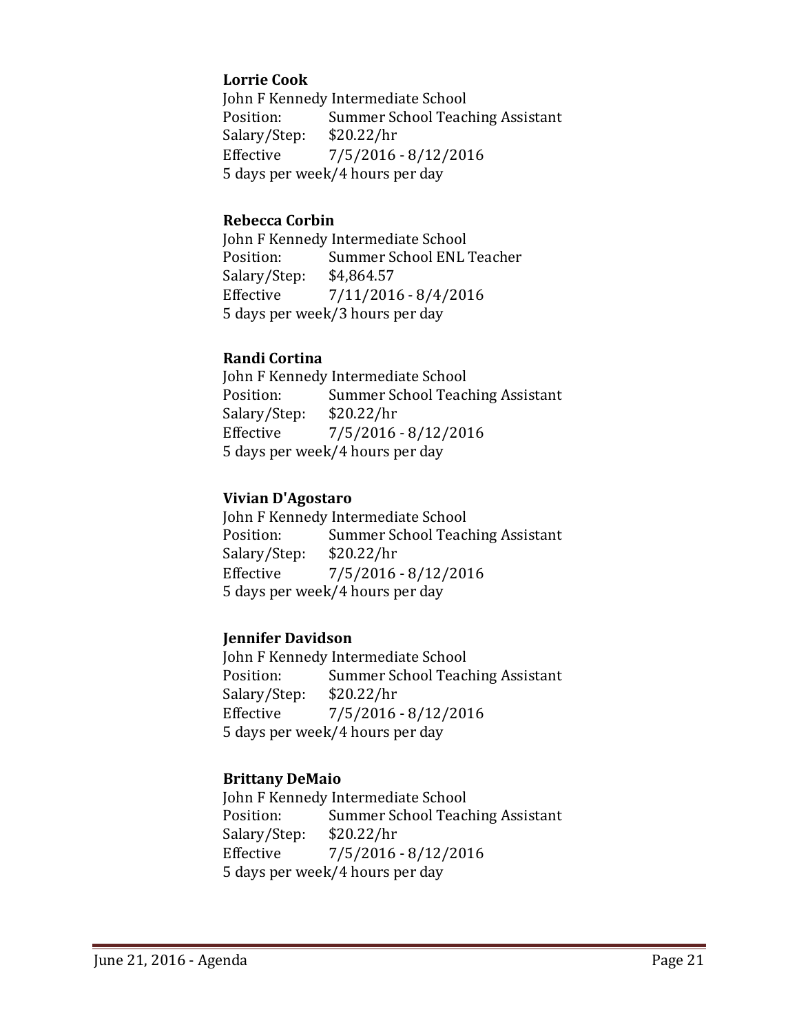**Lorrie Cook**
John F Kennedy Intermediate School
Position: Summer School Teaching Assistant
Salary/Step: $20.22/hr
Effective 7/5/2016 - 8/12/2016
5 days per week/4 hours per day

**Rebecca Corbin**
John F Kennedy Intermediate School
Position: Summer School ENL Teacher
Salary/Step: $4,864.57
Effective 7/11/2016 - 8/4/2016
5 days per week/3 hours per day

**Randi Cortina**
John F Kennedy Intermediate School
Position: Summer School Teaching Assistant
Salary/Step: $20.22/hr
Effective 7/5/2016 - 8/12/2016
5 days per week/4 hours per day

**Vivian D'Agostaro**
John F Kennedy Intermediate School
Position: Summer School Teaching Assistant
Salary/Step: $20.22/hr
Effective 7/5/2016 - 8/12/2016
5 days per week/4 hours per day

**Jennifer Davidson**
John F Kennedy Intermediate School
Position: Summer School Teaching Assistant
Salary/Step: $20.22/hr
Effective 7/5/2016 - 8/12/2016
5 days per week/4 hours per day

**Brittany DeMaio**
John F Kennedy Intermediate School
Position: Summer School Teaching Assistant
Salary/Step: $20.22/hr
Effective 7/5/2016 - 8/12/2016
5 days per week/4 hours per day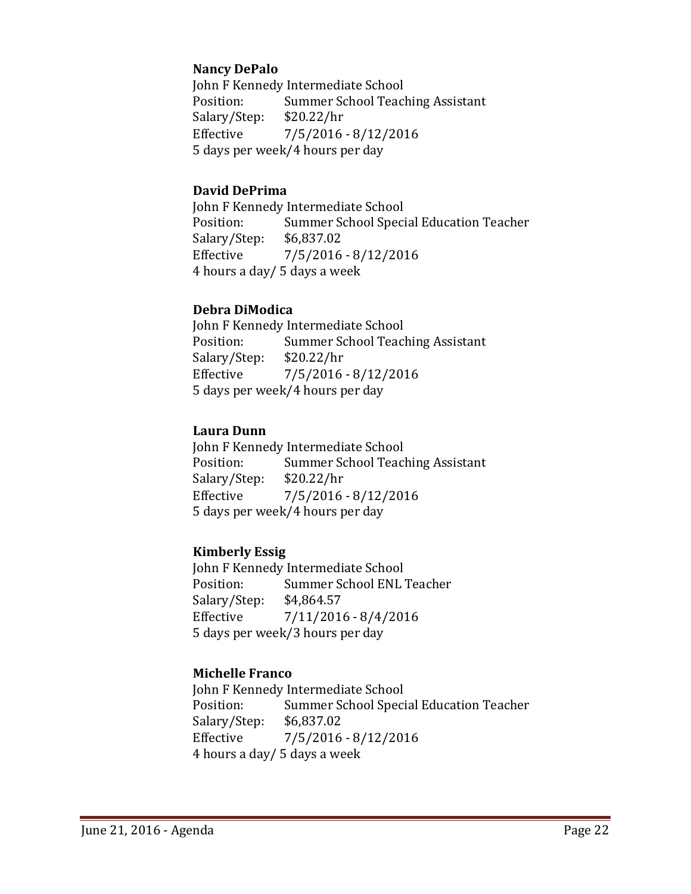**Nancy DePalo**
John F Kennedy Intermediate School
Position: Summer School Teaching Assistant
Salary/Step: $20.22/hr
Effective 7/5/2016 - 8/12/2016
5 days per week/4 hours per day

**David DePrima**
John F Kennedy Intermediate School
Position: Summer School Special Education Teacher
Salary/Step: $6,837.02
Effective 7/5/2016 - 8/12/2016
4 hours a day/ 5 days a week

**Debra DiModica**
John F Kennedy Intermediate School
Position: Summer School Teaching Assistant
Salary/Step: $20.22/hr
Effective 7/5/2016 - 8/12/2016
5 days per week/4 hours per day

**Laura Dunn**
John F Kennedy Intermediate School
Position: Summer School Teaching Assistant
Salary/Step: $20.22/hr
Effective 7/5/2016 - 8/12/2016
5 days per week/4 hours per day

**Kimberly Essig**
John F Kennedy Intermediate School
Position: Summer School ENL Teacher
Salary/Step: $4,864.57
Effective 7/11/2016 - 8/4/2016
5 days per week/3 hours per day

**Michelle Franco**
John F Kennedy Intermediate School
Position: Summer School Special Education Teacher
Salary/Step: $6,837.02
Effective 7/5/2016 - 8/12/2016
4 hours a day/ 5 days a week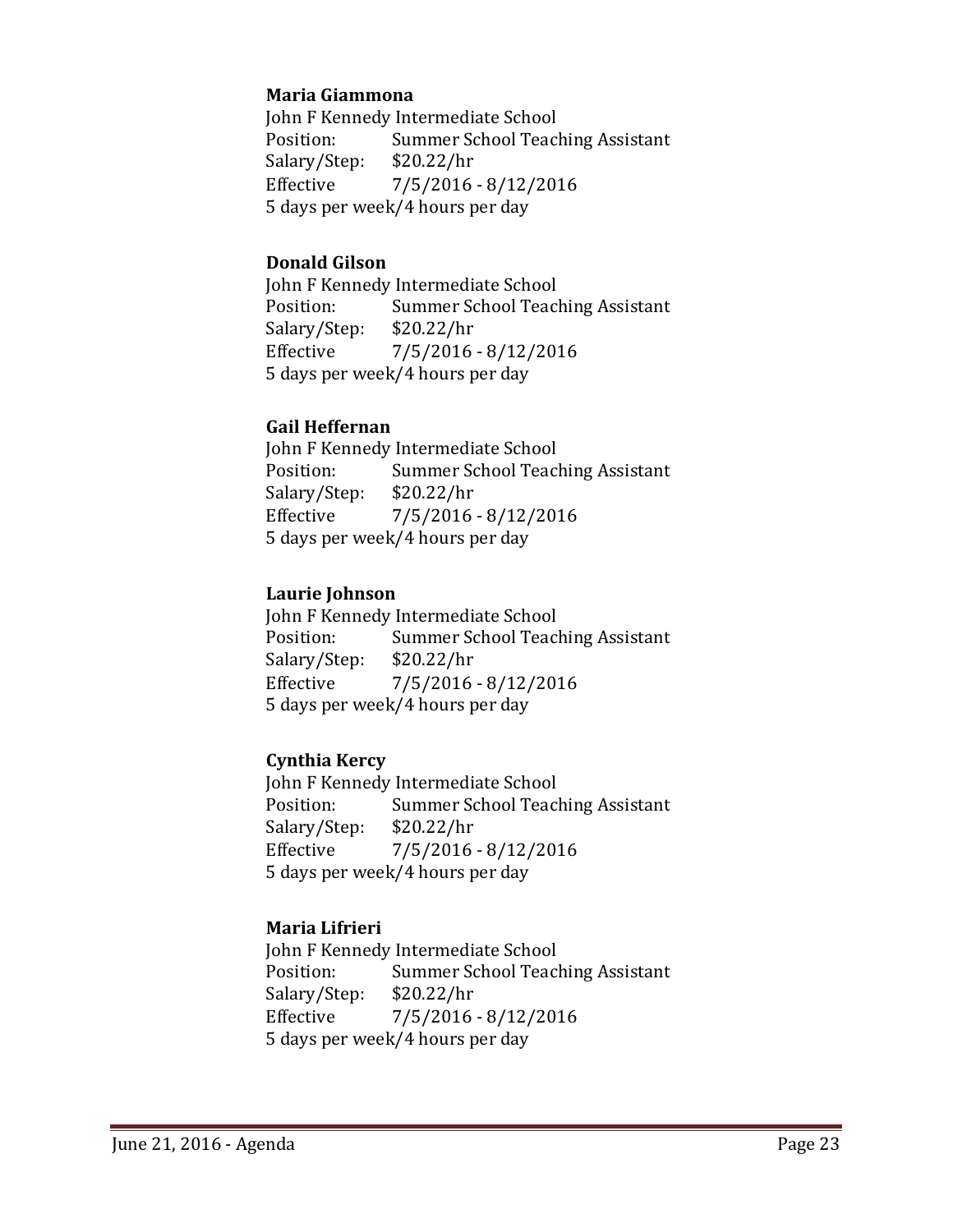**Maria Giammona**
John F Kennedy Intermediate School
Position: Summer School Teaching Assistant
Salary/Step: $20.22/hr
Effective 7/5/2016 - 8/12/2016
5 days per week/4 hours per day

**Donald Gilson**
John F Kennedy Intermediate School
Position: Summer School Teaching Assistant
Salary/Step: $20.22/hr
Effective 7/5/2016 - 8/12/2016
5 days per week/4 hours per day

**Gail Heffernan**
John F Kennedy Intermediate School
Position: Summer School Teaching Assistant
Salary/Step: $20.22/hr
Effective 7/5/2016 - 8/12/2016
5 days per week/4 hours per day

**Laurie Johnson**
John F Kennedy Intermediate School
Position: Summer School Teaching Assistant
Salary/Step: $20.22/hr
Effective 7/5/2016 - 8/12/2016
5 days per week/4 hours per day

**Cynthia Kercy**
John F Kennedy Intermediate School
Position: Summer School Teaching Assistant
Salary/Step: $20.22/hr
Effective 7/5/2016 - 8/12/2016
5 days per week/4 hours per day

**Maria Lifrieri**
John F Kennedy Intermediate School
Position: Summer School Teaching Assistant
Salary/Step: $20.22/hr
Effective 7/5/2016 - 8/12/2016
5 days per week/4 hours per day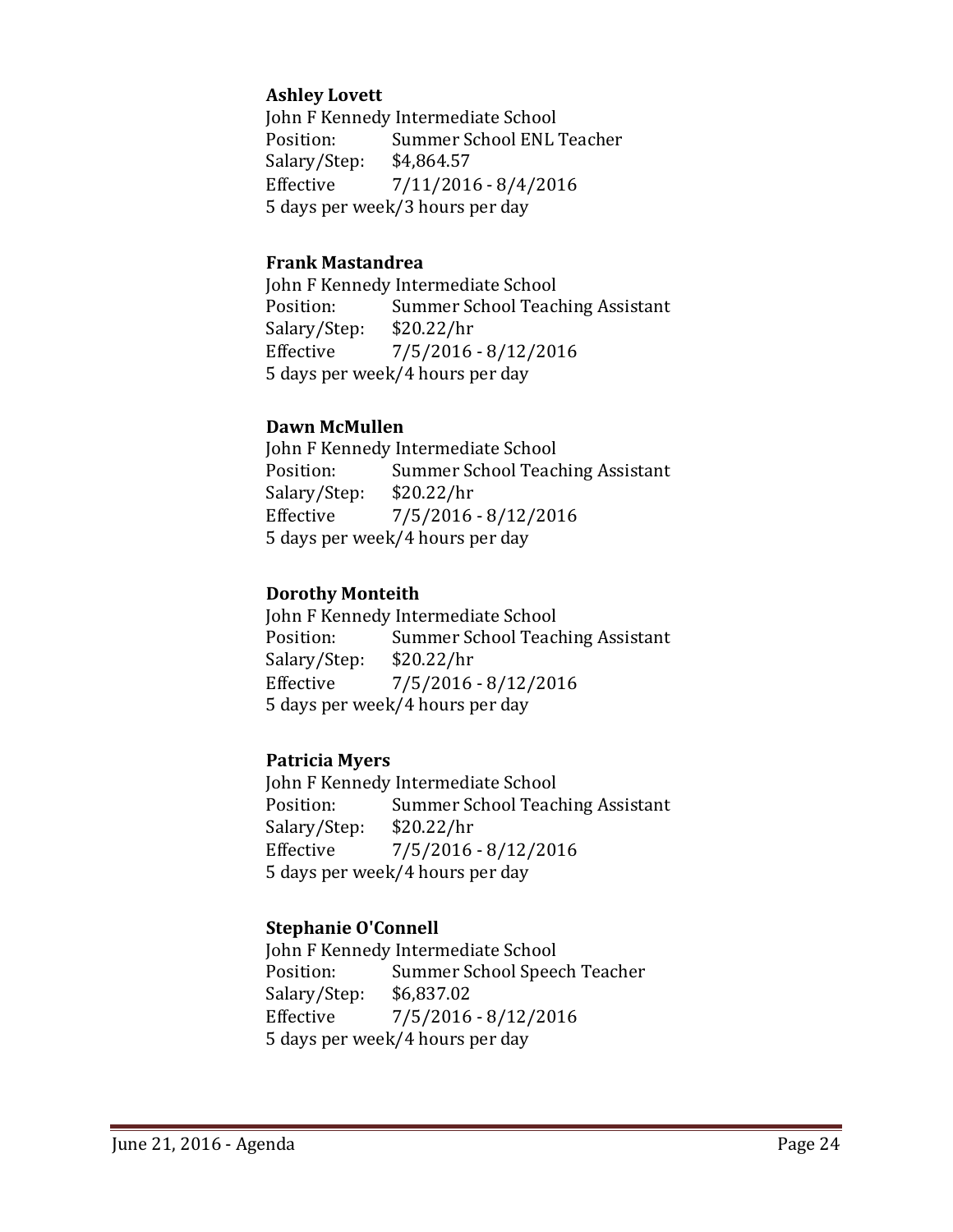**Ashley Lovett**
John F Kennedy Intermediate School
Position: Summer School ENL Teacher
Salary/Step: $4,864.57
Effective 7/11/2016 - 8/4/2016
5 days per week/3 hours per day

**Frank Mastandrea**
John F Kennedy Intermediate School
Position: Summer School Teaching Assistant
Salary/Step: $20.22/hr
Effective 7/5/2016 - 8/12/2016
5 days per week/4 hours per day

**Dawn McMullen**
John F Kennedy Intermediate School
Position: Summer School Teaching Assistant
Salary/Step: $20.22/hr
Effective 7/5/2016 - 8/12/2016
5 days per week/4 hours per day

**Dorothy Monteith**
John F Kennedy Intermediate School
Position: Summer School Teaching Assistant
Salary/Step: $20.22/hr
Effective 7/5/2016 - 8/12/2016
5 days per week/4 hours per day

**Patricia Myers**
John F Kennedy Intermediate School
Position: Summer School Teaching Assistant
Salary/Step: $20.22/hr
Effective 7/5/2016 - 8/12/2016
5 days per week/4 hours per day

**Stephanie O'Connell**
John F Kennedy Intermediate School
Position: Summer School Speech Teacher
Salary/Step: $6,837.02
Effective 7/5/2016 - 8/12/2016
5 days per week/4 hours per day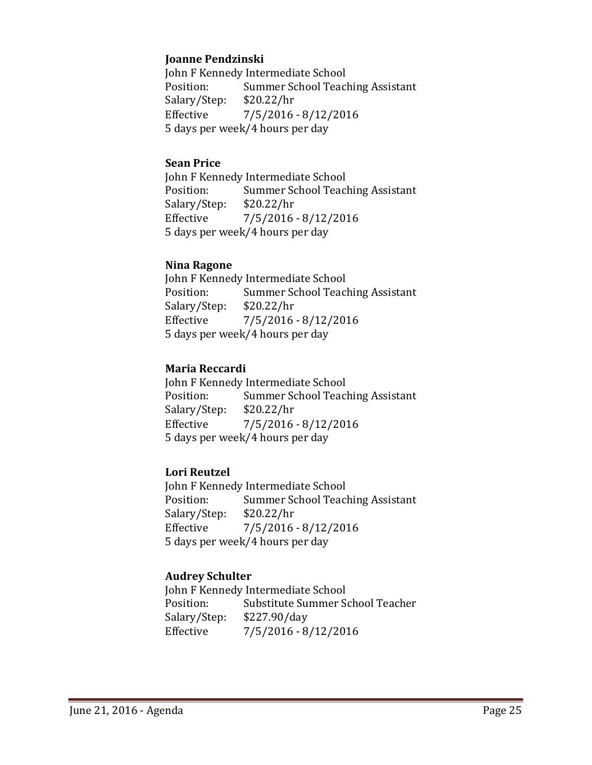**Joanne Pendzinski**
John F Kennedy Intermediate School
Position: Summer School Teaching Assistant
Salary/Step: $20.22/hr
Effective 7/5/2016 - 8/12/2016
5 days per week/4 hours per day

**Sean Price**
John F Kennedy Intermediate School
Position: Summer School Teaching Assistant
Salary/Step: $20.22/hr
Effective 7/5/2016 - 8/12/2016
5 days per week/4 hours per day

**Nina Ragone**
John F Kennedy Intermediate School
Position: Summer School Teaching Assistant
Salary/Step: $20.22/hr
Effective 7/5/2016 - 8/12/2016
5 days per week/4 hours per day

**Maria Reccardi**
John F Kennedy Intermediate School
Position: Summer School Teaching Assistant
Salary/Step: $20.22/hr
Effective 7/5/2016 - 8/12/2016
5 days per week/4 hours per day

**Lori Reutzel**
John F Kennedy Intermediate School
Position: Summer School Teaching Assistant
Salary/Step: $20.22/hr
Effective 7/5/2016 - 8/12/2016
5 days per week/4 hours per day

**Audrey Schulter**
John F Kennedy Intermediate School
Position: Substitute Summer School Teacher
Salary/Step: $227.90/day
Effective 7/5/2016 - 8/12/2016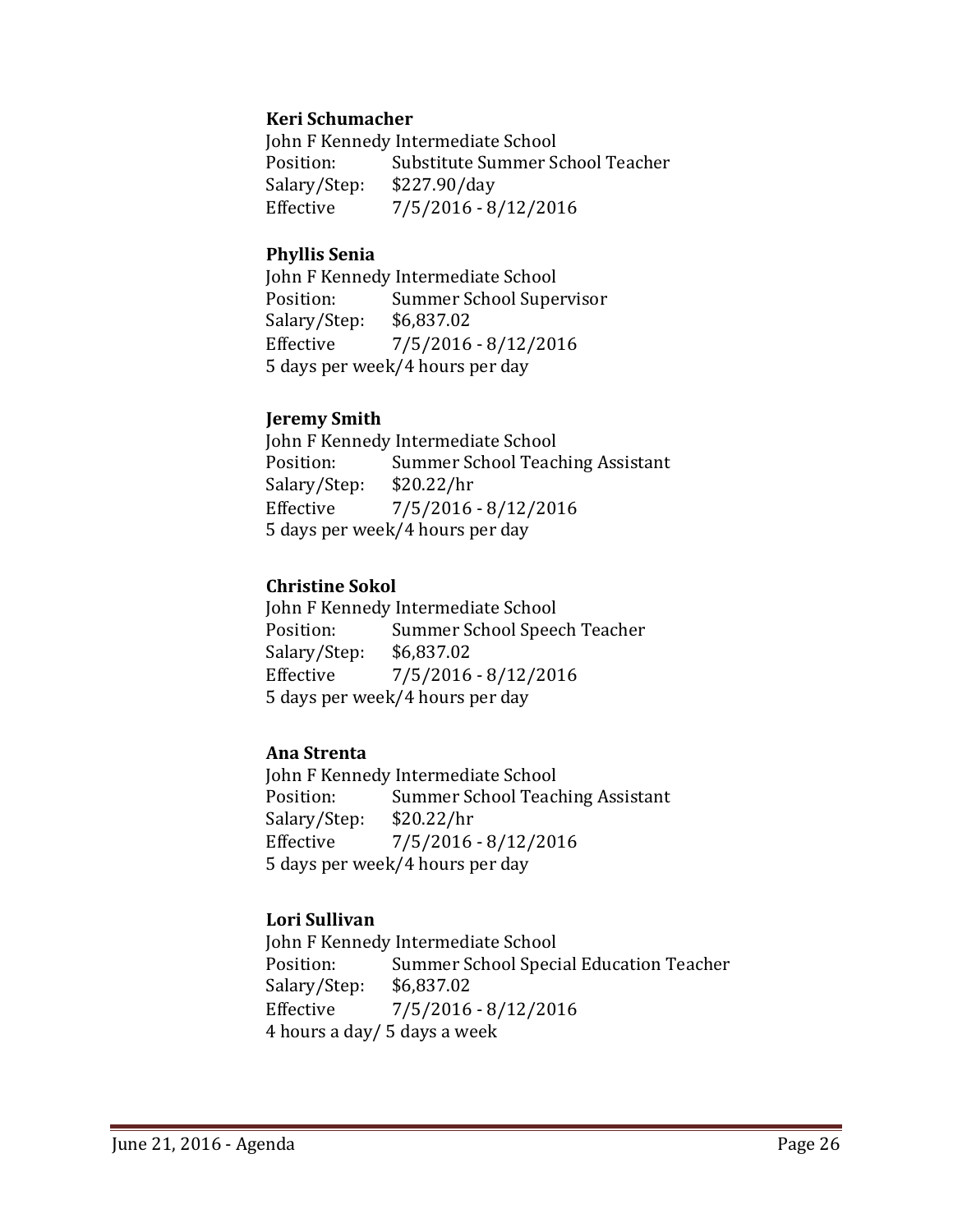**Keri Schumacher**
John F Kennedy Intermediate School
Position: Substitute Summer School Teacher
Salary/Step: $227.90/day
Effective 7/5/2016 - 8/12/2016

**Phyllis Senia**
John F Kennedy Intermediate School
Position: Summer School Supervisor
Salary/Step: $6,837.02
Effective 7/5/2016 - 8/12/2016
5 days per week/4 hours per day

**Jeremy Smith**
John F Kennedy Intermediate School
Position: Summer School Teaching Assistant
Salary/Step: $20.22/hr
Effective 7/5/2016 - 8/12/2016
5 days per week/4 hours per day

**Christine Sokol**
John F Kennedy Intermediate School
Position: Summer School Speech Teacher
Salary/Step: $6,837.02
Effective 7/5/2016 - 8/12/2016
5 days per week/4 hours per day

**Ana Strenta**
John F Kennedy Intermediate School
Position: Summer School Teaching Assistant
Salary/Step: $20.22/hr
Effective 7/5/2016 - 8/12/2016
5 days per week/4 hours per day

**Lori Sullivan**
John F Kennedy Intermediate School
Position: Summer School Special Education Teacher
Salary/Step: $6,837.02
Effective 7/5/2016 - 8/12/2016
4 hours a day/ 5 days a week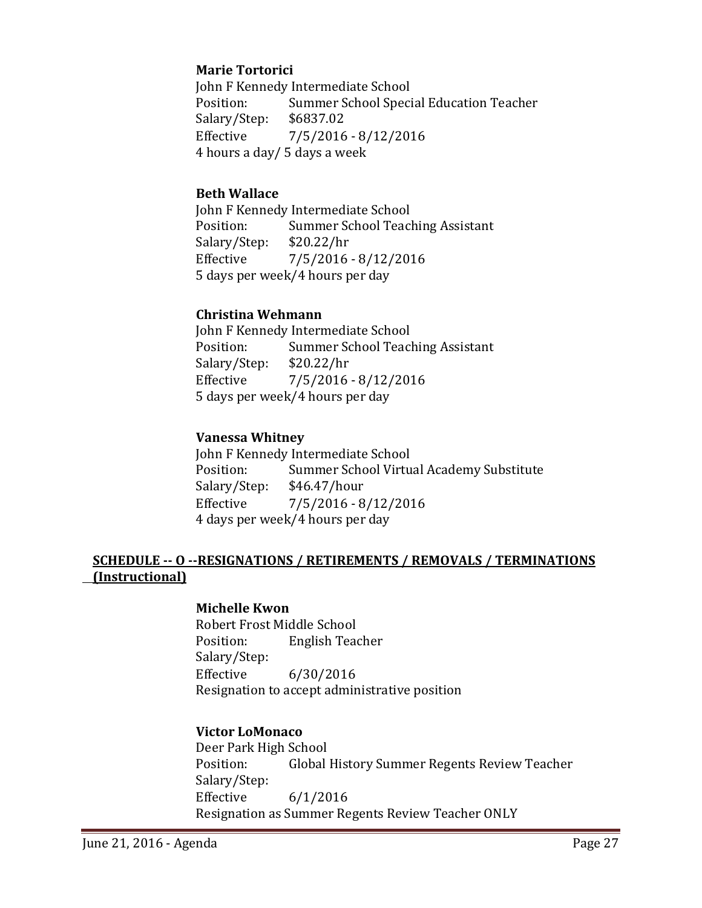**Marie Tortorici**
John F Kennedy Intermediate School
Position: Summer School Special Education Teacher
Salary/Step: $6837.02
Effective 7/5/2016 - 8/12/2016
4 hours a day/ 5 days a week

**Beth Wallace**
John F Kennedy Intermediate School
Position: Summer School Teaching Assistant
Salary/Step: $20.22/hr
Effective 7/5/2016 - 8/12/2016
5 days per week/4 hours per day

**Christina Wehmann**
John F Kennedy Intermediate School
Position: Summer School Teaching Assistant
Salary/Step: $20.22/hr
Effective 7/5/2016 - 8/12/2016
5 days per week/4 hours per day

**Vanessa Whitney**
John F Kennedy Intermediate School
Position: Summer School Virtual Academy Substitute
Salary/Step: $46.47/hour
Effective 7/5/2016 - 8/12/2016
4 days per week/4 hours per day

## SCHEDULE -- O --RESIGNATIONS / RETIREMENTS / REMOVALS / TERMINATIONS (Instructional)

**Michelle Kwon**
Robert Frost Middle School
Position: English Teacher
Salary/Step:
Effective 6/30/2016
Resignation to accept administrative position

**Victor LoMonaco**
Deer Park High School
Position: Global History Summer Regents Review Teacher
Salary/Step:
Effective 6/1/2016
Resignation as Summer Regents Review Teacher ONLY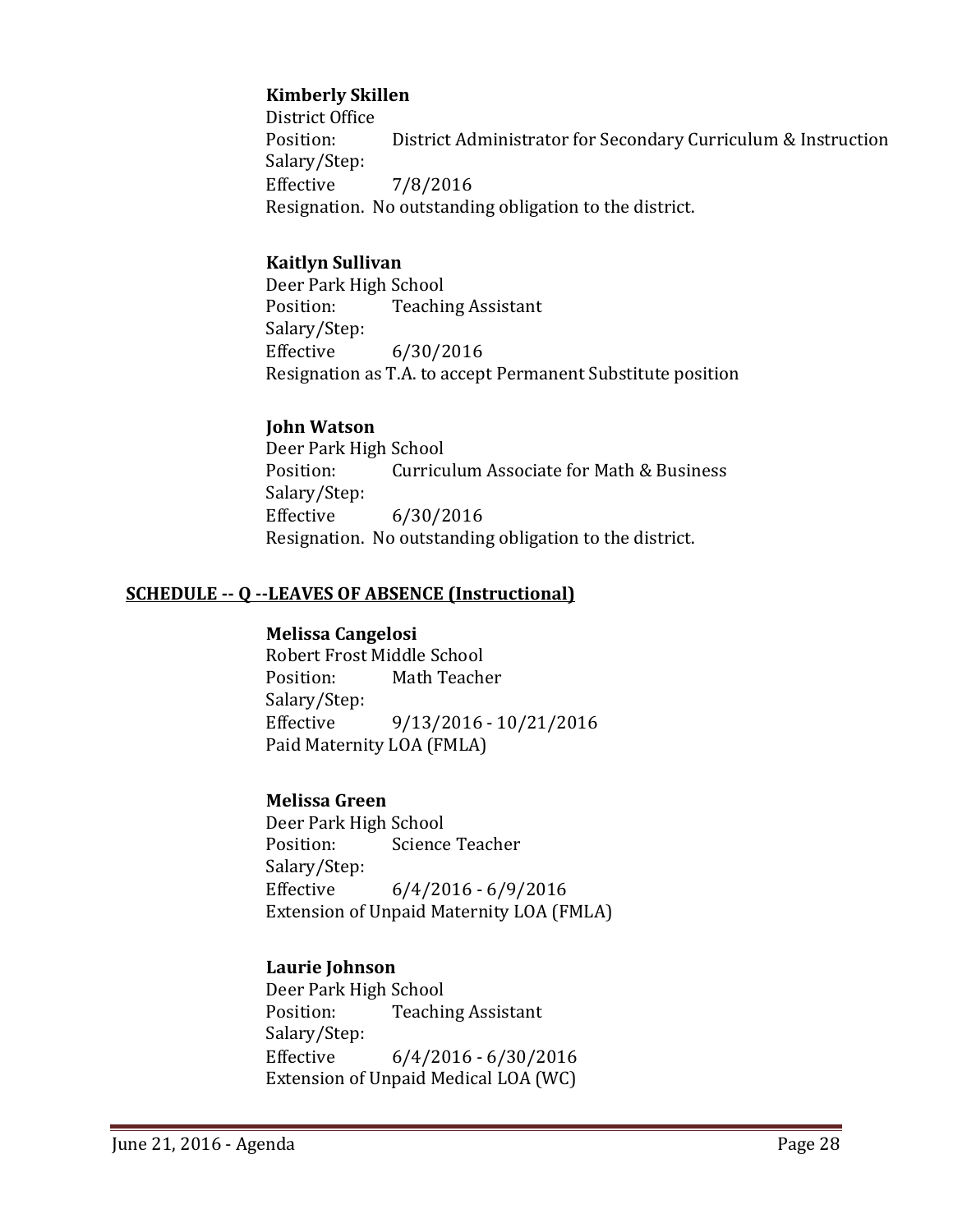**Kimberly Skillen**
District Office
Position: District Administrator for Secondary Curriculum & Instruction
Salary/Step:
Effective 7/8/2016
Resignation. No outstanding obligation to the district.

**Kaitlyn Sullivan**
Deer Park High School
Position: Teaching Assistant
Salary/Step:
Effective 6/30/2016
Resignation as T.A. to accept Permanent Substitute position

**John Watson**
Deer Park High School
Position: Curriculum Associate for Math & Business
Salary/Step:
Effective 6/30/2016
Resignation. No outstanding obligation to the district.

## SCHEDULE -- Q --LEAVES OF ABSENCE (Instructional)

**Melissa Cangelosi**
Robert Frost Middle School
Position: Math Teacher
Salary/Step:
Effective 9/13/2016 - 10/21/2016
Paid Maternity LOA (FMLA)

**Melissa Green**
Deer Park High School
Position: Science Teacher
Salary/Step:
Effective 6/4/2016 - 6/9/2016
Extension of Unpaid Maternity LOA (FMLA)

**Laurie Johnson**
Deer Park High School
Position: Teaching Assistant
Salary/Step:
Effective 6/4/2016 - 6/30/2016
Extension of Unpaid Medical LOA (WC)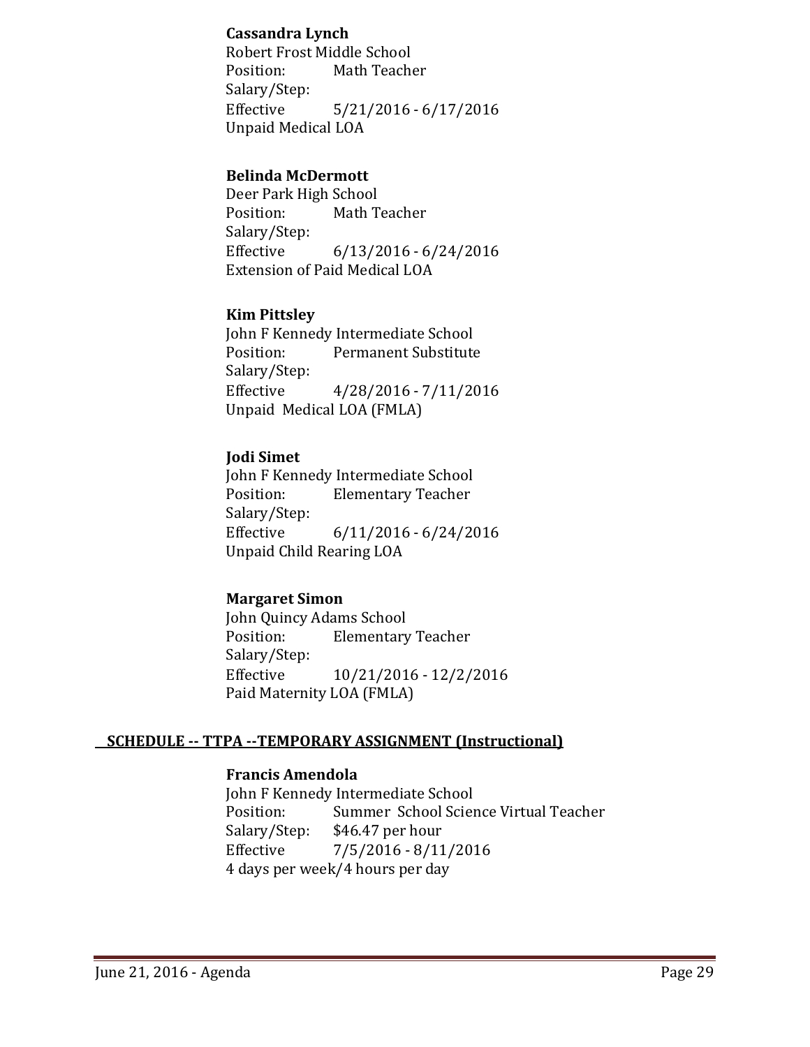**Cassandra Lynch**
Robert Frost Middle School
Position: Math Teacher
Salary/Step:
Effective 5/21/2016 - 6/17/2016
Unpaid Medical LOA

**Belinda McDermott**
Deer Park High School
Position: Math Teacher
Salary/Step:
Effective 6/13/2016 - 6/24/2016
Extension of Paid Medical LOA

**Kim Pittsley**
John F Kennedy Intermediate School
Position: Permanent Substitute
Salary/Step:
Effective 4/28/2016 - 7/11/2016
Unpaid Medical LOA (FMLA)

**Jodi Simet**
John F Kennedy Intermediate School
Position: Elementary Teacher
Salary/Step:
Effective 6/11/2016 - 6/24/2016
Unpaid Child Rearing LOA

**Margaret Simon**
John Quincy Adams School
Position: Elementary Teacher
Salary/Step:
Effective 10/21/2016 - 12/2/2016
Paid Maternity LOA (FMLA)

## SCHEDULE -- TTPA --TEMPORARY ASSIGNMENT (Instructional)

**Francis Amendola**
John F Kennedy Intermediate School
Position: Summer School Science Virtual Teacher
Salary/Step: $46.47 per hour
Effective 7/5/2016 - 8/11/2016
4 days per week/4 hours per day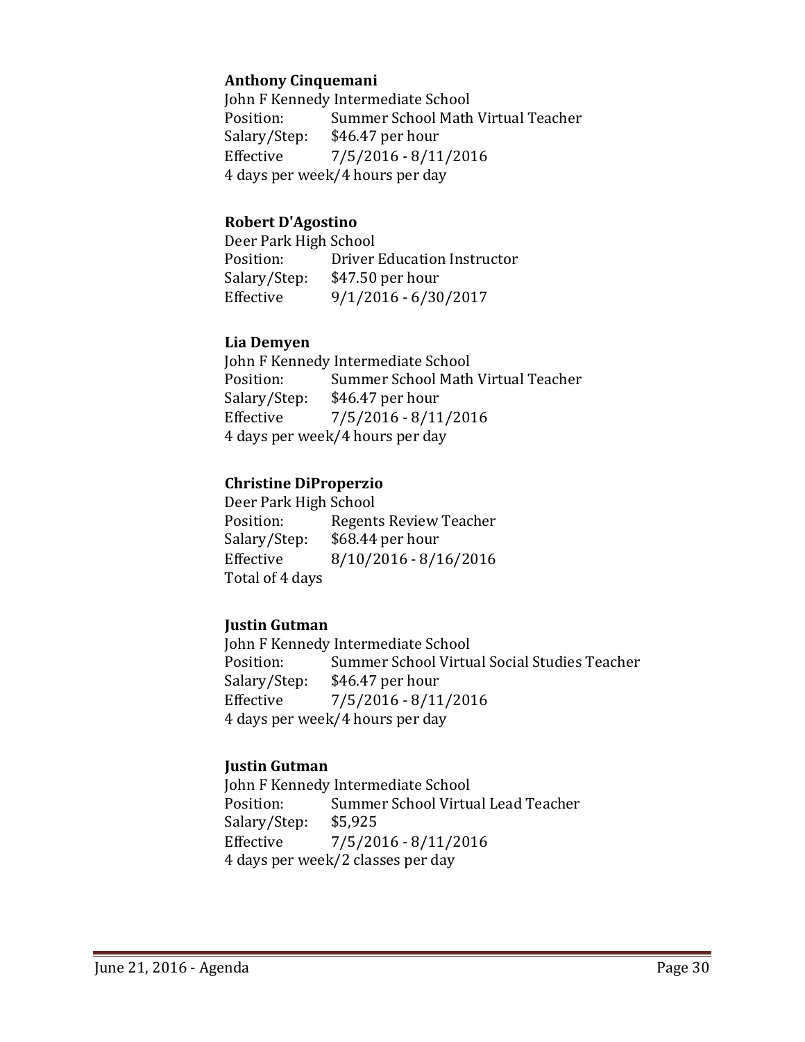**Anthony Cinquemani**

John F Kennedy Intermediate School
Position: Summer School Math Virtual Teacher
Salary/Step: $46.47 per hour
Effective 7/5/2016 - 8/11/2016
4 days per week/4 hours per day

**Robert D'Agostino**

Deer Park High School
Position: Driver Education Instructor
Salary/Step: $47.50 per hour
Effective 9/1/2016 - 6/30/2017

**Lia Demyen**

John F Kennedy Intermediate School
Position: Summer School Math Virtual Teacher
Salary/Step: $46.47 per hour
Effective 7/5/2016 - 8/11/2016
4 days per week/4 hours per day

**Christine DiProperzio**

Deer Park High School
Position: Regents Review Teacher
Salary/Step: $68.44 per hour
Effective 8/10/2016 - 8/16/2016
Total of 4 days

**Justin Gutman**

John F Kennedy Intermediate School
Position: Summer School Virtual Social Studies Teacher
Salary/Step: $46.47 per hour
Effective 7/5/2016 - 8/11/2016
4 days per week/4 hours per day

**Justin Gutman**

John F Kennedy Intermediate School
Position: Summer School Virtual Lead Teacher
Salary/Step: $5,925
Effective 7/5/2016 - 8/11/2016
4 days per week/2 classes per day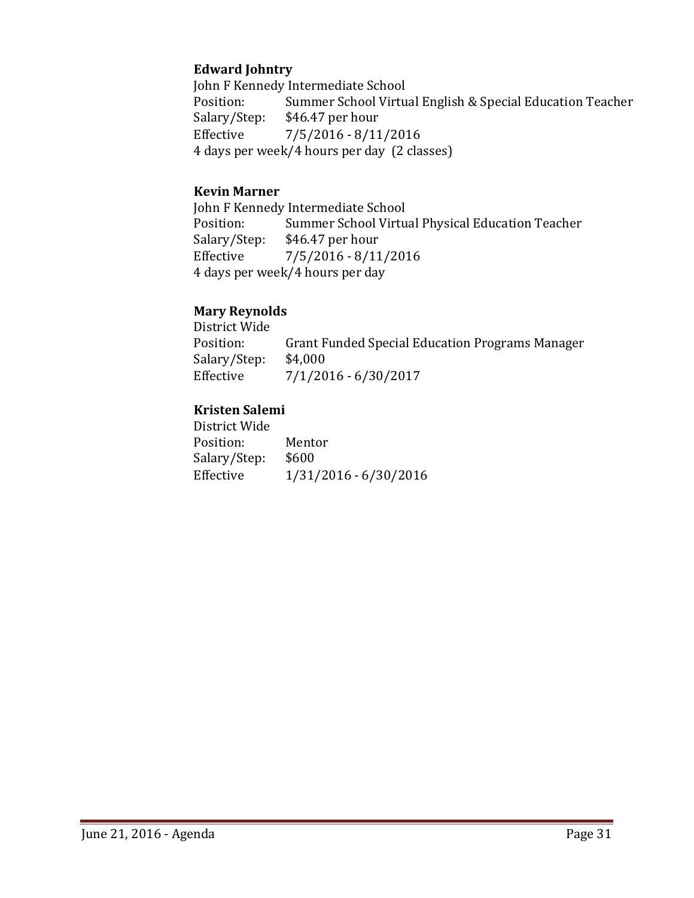**Edward Johntry**
John F Kennedy Intermediate School
Position: Summer School Virtual English & Special Education Teacher
Salary/Step: $46.47 per hour
Effective 7/5/2016 - 8/11/2016
4 days per week/4 hours per day (2 classes)

**Kevin Marner**
John F Kennedy Intermediate School
Position: Summer School Virtual Physical Education Teacher
Salary/Step: $46.47 per hour
Effective 7/5/2016 - 8/11/2016
4 days per week/4 hours per day

**Mary Reynolds**
District Wide
Position: Grant Funded Special Education Programs Manager
Salary/Step: $4,000
Effective 7/1/2016 - 6/30/2017

**Kristen Salemi**
District Wide
Position: Mentor
Salary/Step: $600
Effective 1/31/2016 - 6/30/2016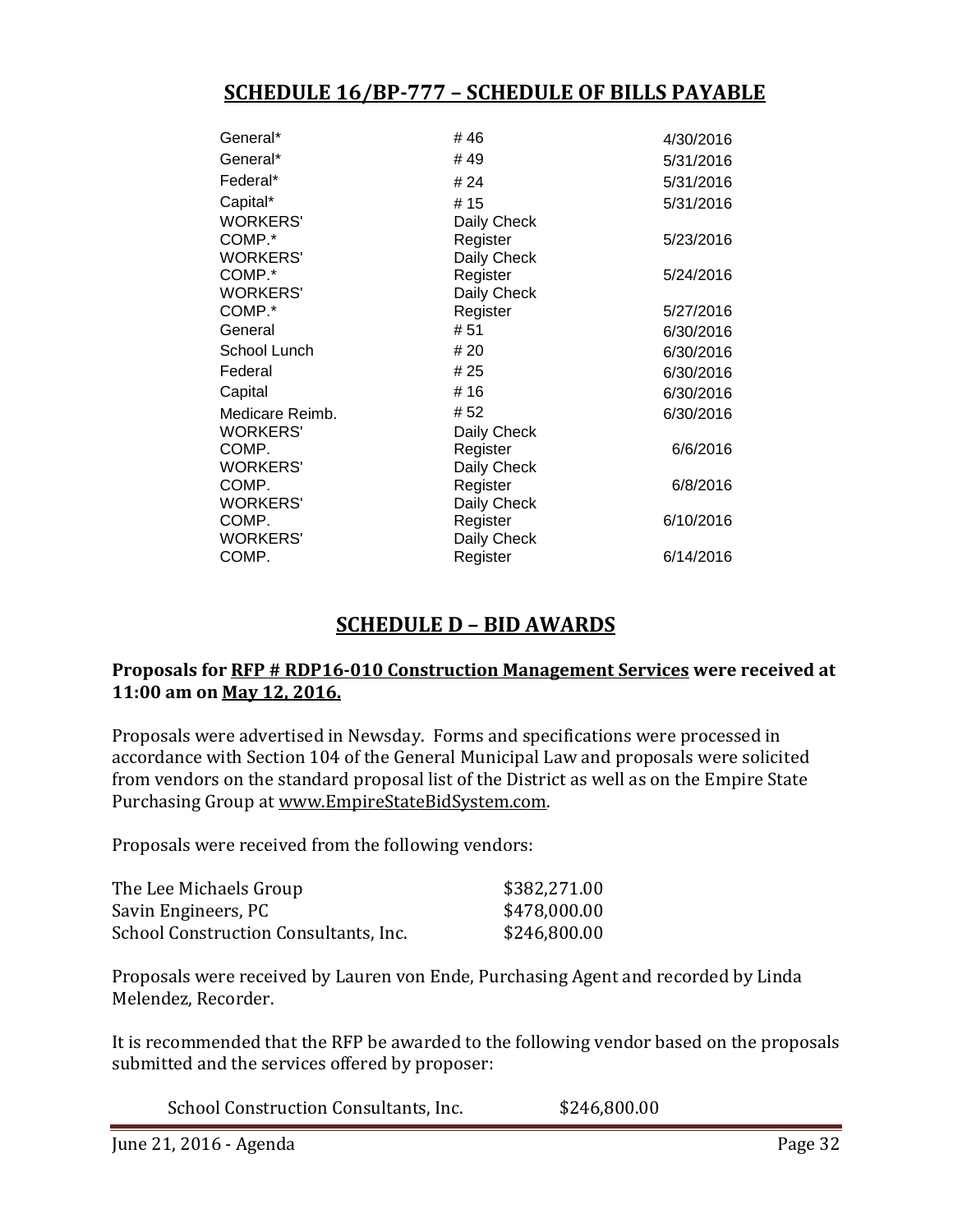## SCHEDULE 16/BP-777 – SCHEDULE OF BILLS PAYABLE

| | | |
|---|---|---|
| General* | # 46 | 4/30/2016 |
| General* | # 49 | 5/31/2016 |
| Federal* | # 24 | 5/31/2016 |
| Capital* | # 15 | 5/31/2016 |
| WORKERS' COMP.* | Daily Check Register | 5/23/2016 |
| WORKERS' COMP.* | Daily Check Register | 5/24/2016 |
| WORKERS' COMP.* | Daily Check Register | 5/27/2016 |
| General | # 51 | 6/30/2016 |
| School Lunch | # 20 | 6/30/2016 |
| Federal | # 25 | 6/30/2016 |
| Capital | # 16 | 6/30/2016 |
| Medicare Reimb. | # 52 | 6/30/2016 |
| WORKERS' COMP. | Daily Check Register | 6/6/2016 |
| WORKERS' COMP. | Daily Check Register | 6/8/2016 |
| WORKERS' COMP. | Daily Check Register | 6/10/2016 |
| WORKERS' COMP. | Daily Check Register | 6/14/2016 |

## SCHEDULE D – BID AWARDS

**Proposals for RFP # RDP16-010 Construction Management Services were received at 11:00 am on May 12, 2016.**

Proposals were advertised in Newsday. Forms and specifications were processed in accordance with Section 104 of the General Municipal Law and proposals were solicited from vendors on the standard proposal list of the District as well as on the Empire State Purchasing Group at www.EmpireStateBidSystem.com.

Proposals were received from the following vendors:

| | |
|---|---|
| The Lee Michaels Group | \$382,271.00 |
| Savin Engineers, PC | \$478,000.00 |
| School Construction Consultants, Inc. | \$246,800.00 |

Proposals were received by Lauren von Ende, Purchasing Agent and recorded by Linda Melendez, Recorder.

It is recommended that the RFP be awarded to the following vendor based on the proposals submitted and the services offered by proposer:

School Construction Consultants, Inc. \$246,800.00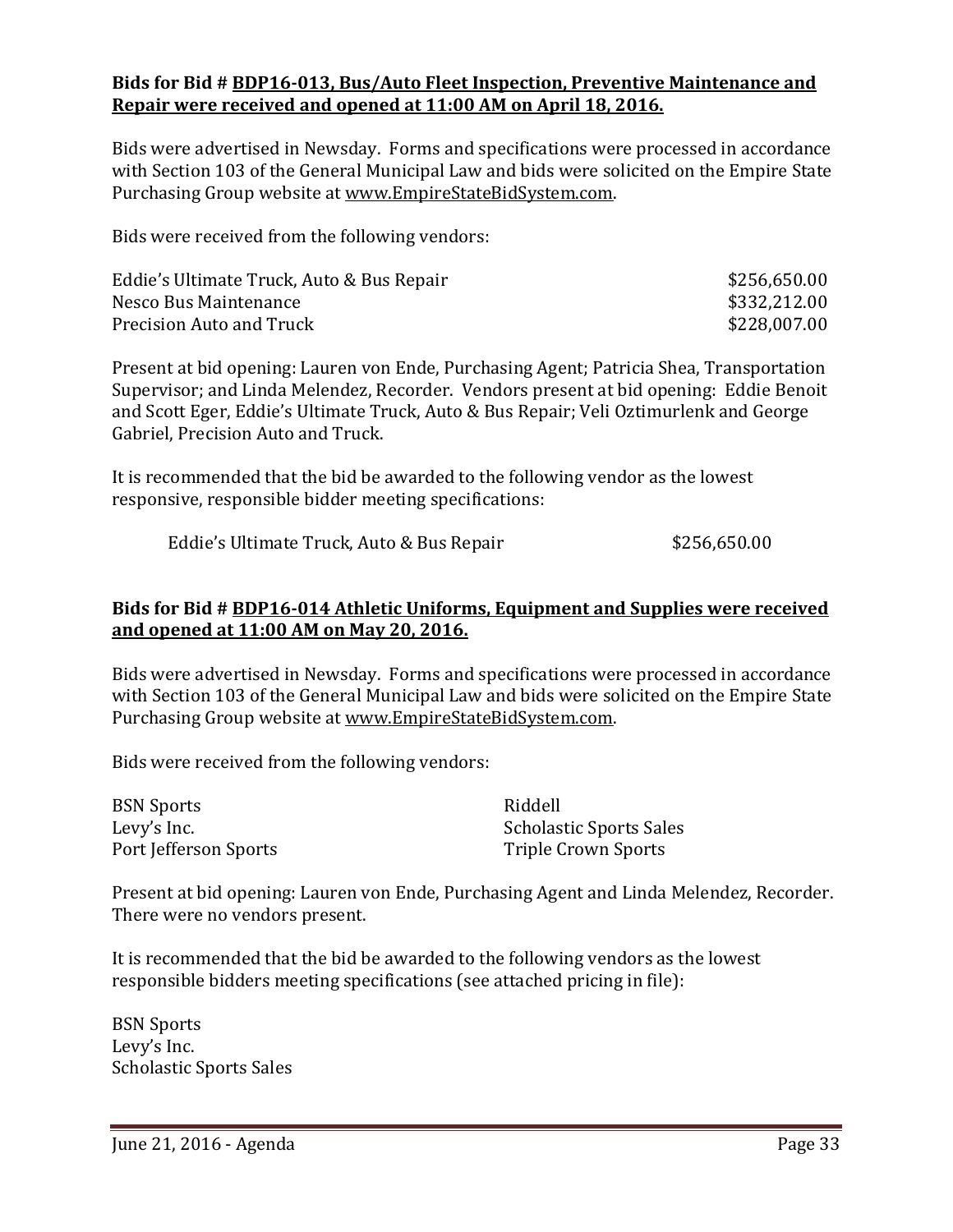**Bids for Bid # BDP16-013, Bus/Auto Fleet Inspection, Preventive Maintenance and Repair were received and opened at 11:00 AM on April 18, 2016.**

Bids were advertised in Newsday. Forms and specifications were processed in accordance with Section 103 of the General Municipal Law and bids were solicited on the Empire State Purchasing Group website at www.EmpireStateBidSystem.com.

Bids were received from the following vendors:

| | |
|---|---|
| Eddie's Ultimate Truck, Auto & Bus Repair | $256,650.00 |
| Nesco Bus Maintenance | $332,212.00 |
| Precision Auto and Truck | $228,007.00 |

Present at bid opening: Lauren von Ende, Purchasing Agent; Patricia Shea, Transportation Supervisor; and Linda Melendez, Recorder. Vendors present at bid opening: Eddie Benoit and Scott Eger, Eddie's Ultimate Truck, Auto & Bus Repair; Veli Oztimurlenk and George Gabriel, Precision Auto and Truck.

It is recommended that the bid be awarded to the following vendor as the lowest responsive, responsible bidder meeting specifications:

Eddie's Ultimate Truck, Auto & Bus Repair $256,650.00

**Bids for Bid # BDP16-014 Athletic Uniforms, Equipment and Supplies were received and opened at 11:00 AM on May 20, 2016.**

Bids were advertised in Newsday. Forms and specifications were processed in accordance with Section 103 of the General Municipal Law and bids were solicited on the Empire State Purchasing Group website at www.EmpireStateBidSystem.com.

Bids were received from the following vendors:

BSN Sports
Levy's Inc.
Port Jefferson Sports
Riddell
Scholastic Sports Sales
Triple Crown Sports

Present at bid opening: Lauren von Ende, Purchasing Agent and Linda Melendez, Recorder. There were no vendors present.

It is recommended that the bid be awarded to the following vendors as the lowest responsible bidders meeting specifications (see attached pricing in file):

BSN Sports
Levy's Inc.
Scholastic Sports Sales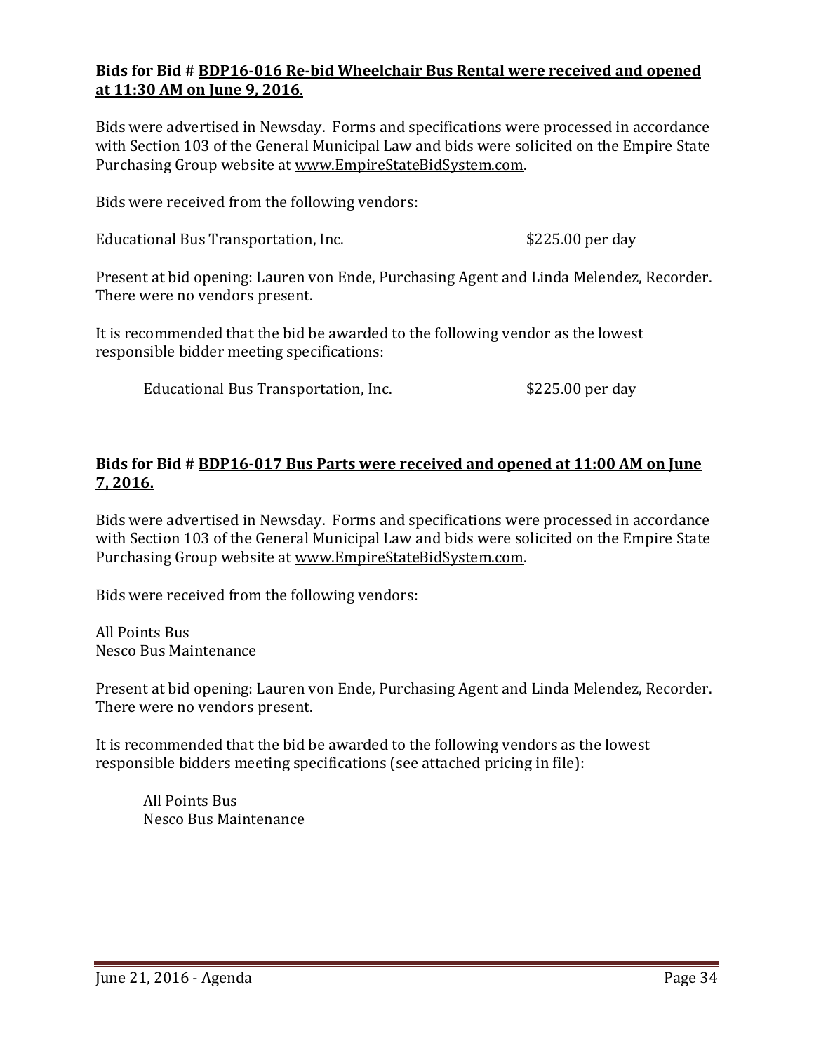**Bids for Bid # BDP16-016 Re-bid Wheelchair Bus Rental were received and opened at 11:30 AM on June 9, 2016.**

Bids were advertised in Newsday. Forms and specifications were processed in accordance with Section 103 of the General Municipal Law and bids were solicited on the Empire State Purchasing Group website at www.EmpireStateBidSystem.com.

Bids were received from the following vendors:

Educational Bus Transportation, Inc. — $225.00 per day

Present at bid opening: Lauren von Ende, Purchasing Agent and Linda Melendez, Recorder. There were no vendors present.

It is recommended that the bid be awarded to the following vendor as the lowest responsible bidder meeting specifications:

Educational Bus Transportation, Inc. — $225.00 per day

**Bids for Bid # BDP16-017 Bus Parts were received and opened at 11:00 AM on June 7, 2016.**

Bids were advertised in Newsday. Forms and specifications were processed in accordance with Section 103 of the General Municipal Law and bids were solicited on the Empire State Purchasing Group website at www.EmpireStateBidSystem.com.

Bids were received from the following vendors:

All Points Bus
Nesco Bus Maintenance

Present at bid opening: Lauren von Ende, Purchasing Agent and Linda Melendez, Recorder. There were no vendors present.

It is recommended that the bid be awarded to the following vendors as the lowest responsible bidders meeting specifications (see attached pricing in file):

All Points Bus
Nesco Bus Maintenance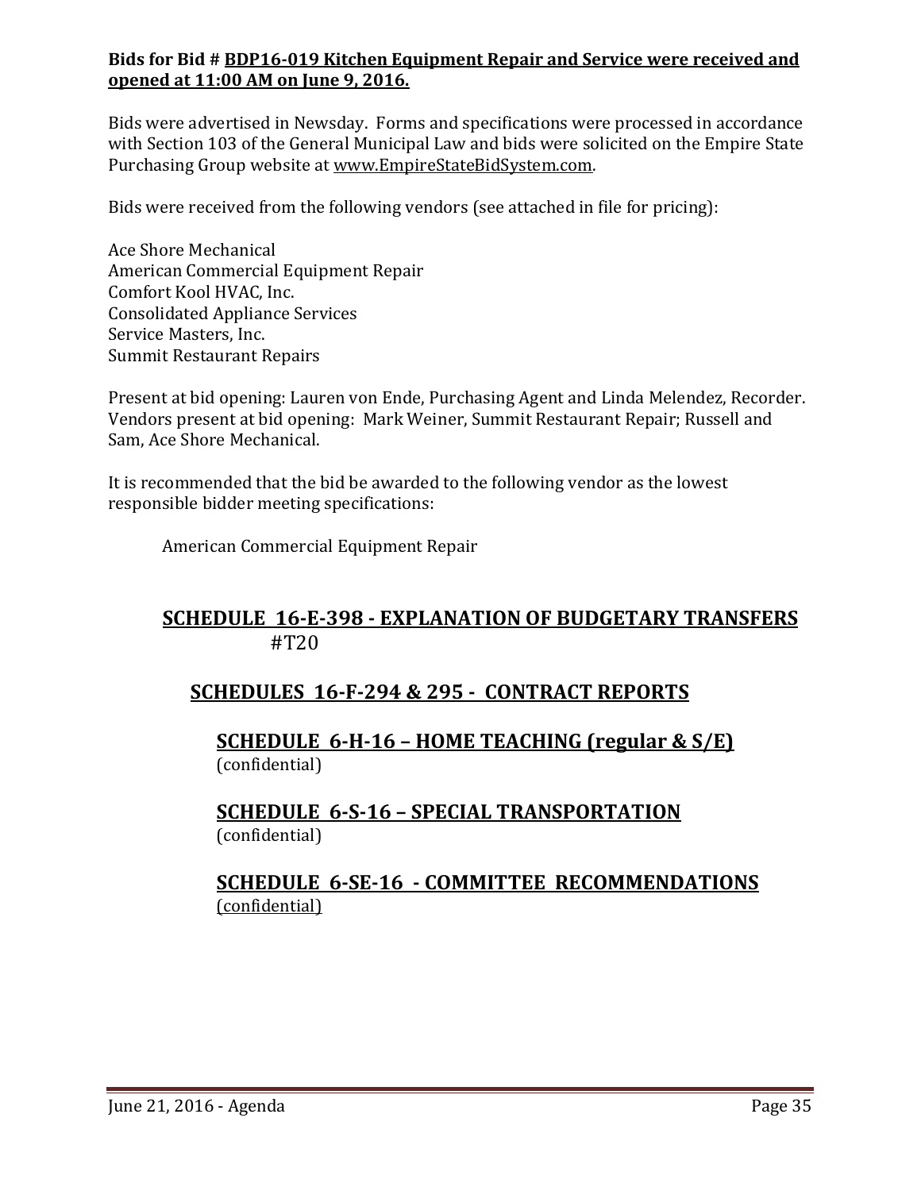**Bids for Bid # BDP16-019 Kitchen Equipment Repair and Service were received and opened at 11:00 AM on June 9, 2016.**

Bids were advertised in Newsday. Forms and specifications were processed in accordance with Section 103 of the General Municipal Law and bids were solicited on the Empire State Purchasing Group website at www.EmpireStateBidSystem.com.

Bids were received from the following vendors (see attached in file for pricing):

Ace Shore Mechanical
American Commercial Equipment Repair
Comfort Kool HVAC, Inc.
Consolidated Appliance Services
Service Masters, Inc.
Summit Restaurant Repairs

Present at bid opening: Lauren von Ende, Purchasing Agent and Linda Melendez, Recorder. Vendors present at bid opening: Mark Weiner, Summit Restaurant Repair; Russell and Sam, Ace Shore Mechanical.

It is recommended that the bid be awarded to the following vendor as the lowest responsible bidder meeting specifications:

American Commercial Equipment Repair

## SCHEDULE 16-E-398 - EXPLANATION OF BUDGETARY TRANSFERS

#T20

## SCHEDULES 16-F-294 & 295 - CONTRACT REPORTS

### SCHEDULE 6-H-16 – HOME TEACHING (regular & S/E)

(confidential)

### SCHEDULE 6-S-16 – SPECIAL TRANSPORTATION

(confidential)

### SCHEDULE 6-SE-16 - COMMITTEE RECOMMENDATIONS

(confidential)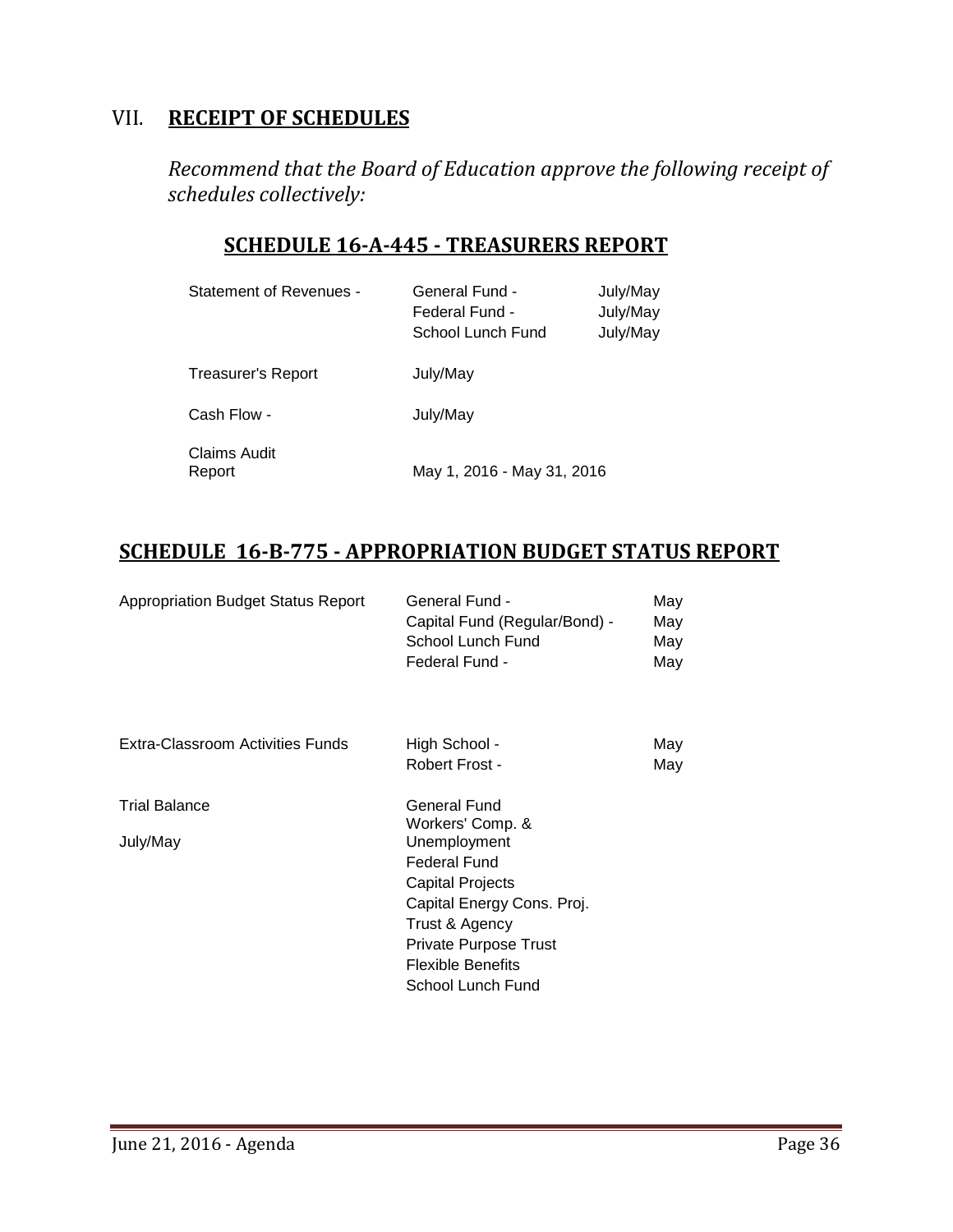## VII. RECEIPT OF SCHEDULES

*Recommend that the Board of Education approve the following receipt of schedules collectively:*

### SCHEDULE 16-A-445 - TREASURERS REPORT

| | | |
|---|---|---|
| Statement of Revenues - | General Fund - | July/May |
| | Federal Fund - | July/May |
| | School Lunch Fund | July/May |
| Treasurer's Report | July/May | |
| Cash Flow - | July/May | |
| Claims Audit Report | May 1, 2016 - May 31, 2016 | |

### SCHEDULE 16-B-775 - APPROPRIATION BUDGET STATUS REPORT

| | | |
|---|---|---|
| Appropriation Budget Status Report | General Fund - | May |
| | Capital Fund (Regular/Bond) - | May |
| | School Lunch Fund | May |
| | Federal Fund - | May |
| Extra-Classroom Activities Funds | High School - | May |
| | Robert Frost - | May |
| Trial Balance | General Fund | |
| July/May | Workers' Comp. & Unemployment | |
| | Federal Fund | |
| | Capital Projects | |
| | Capital Energy Cons. Proj. | |
| | Trust & Agency | |
| | Private Purpose Trust | |
| | Flexible Benefits | |
| | School Lunch Fund | |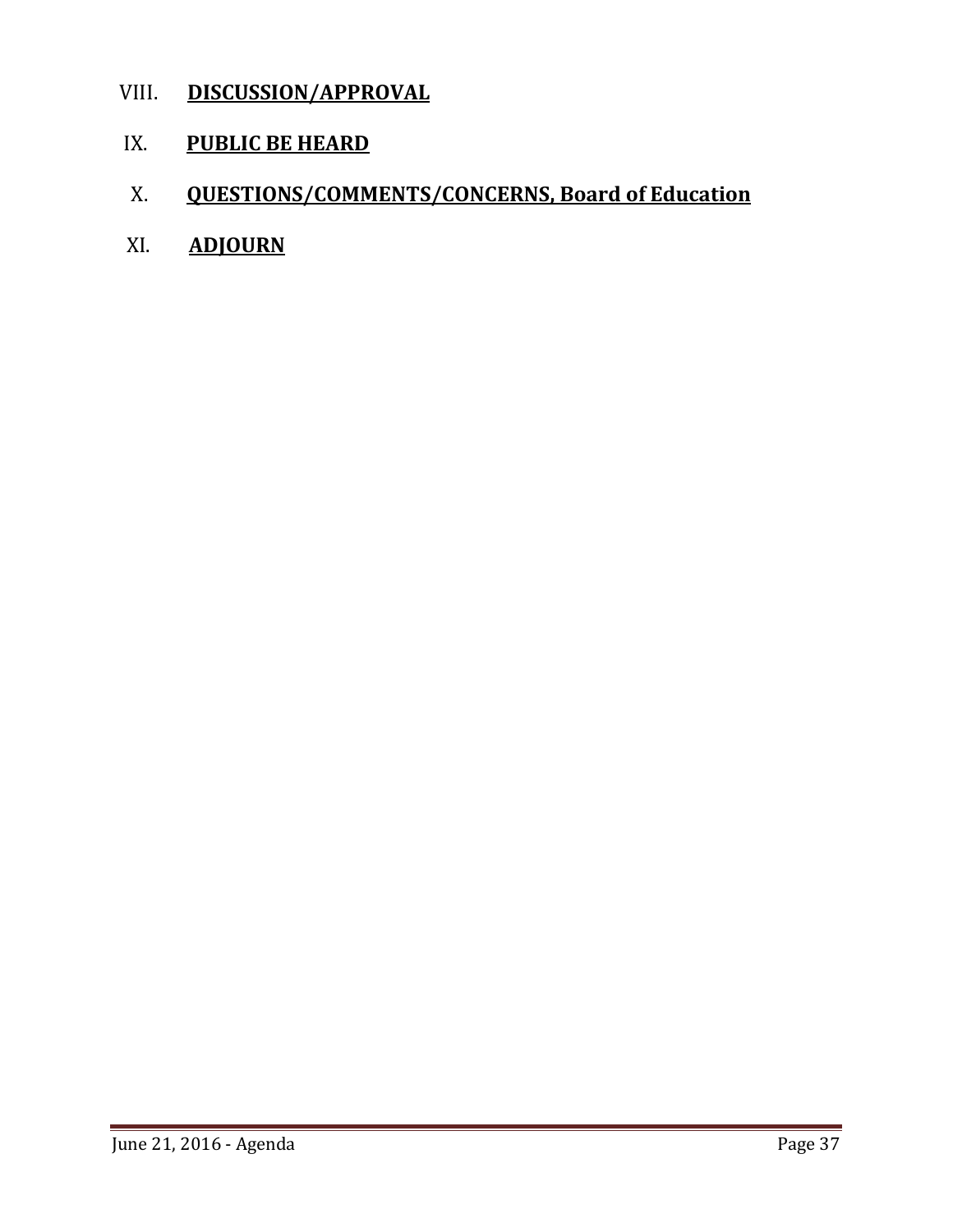VIII. **DISCUSSION/APPROVAL**

IX. **PUBLIC BE HEARD**

X. **QUESTIONS/COMMENTS/CONCERNS, Board of Education**

XI. **ADJOURN**